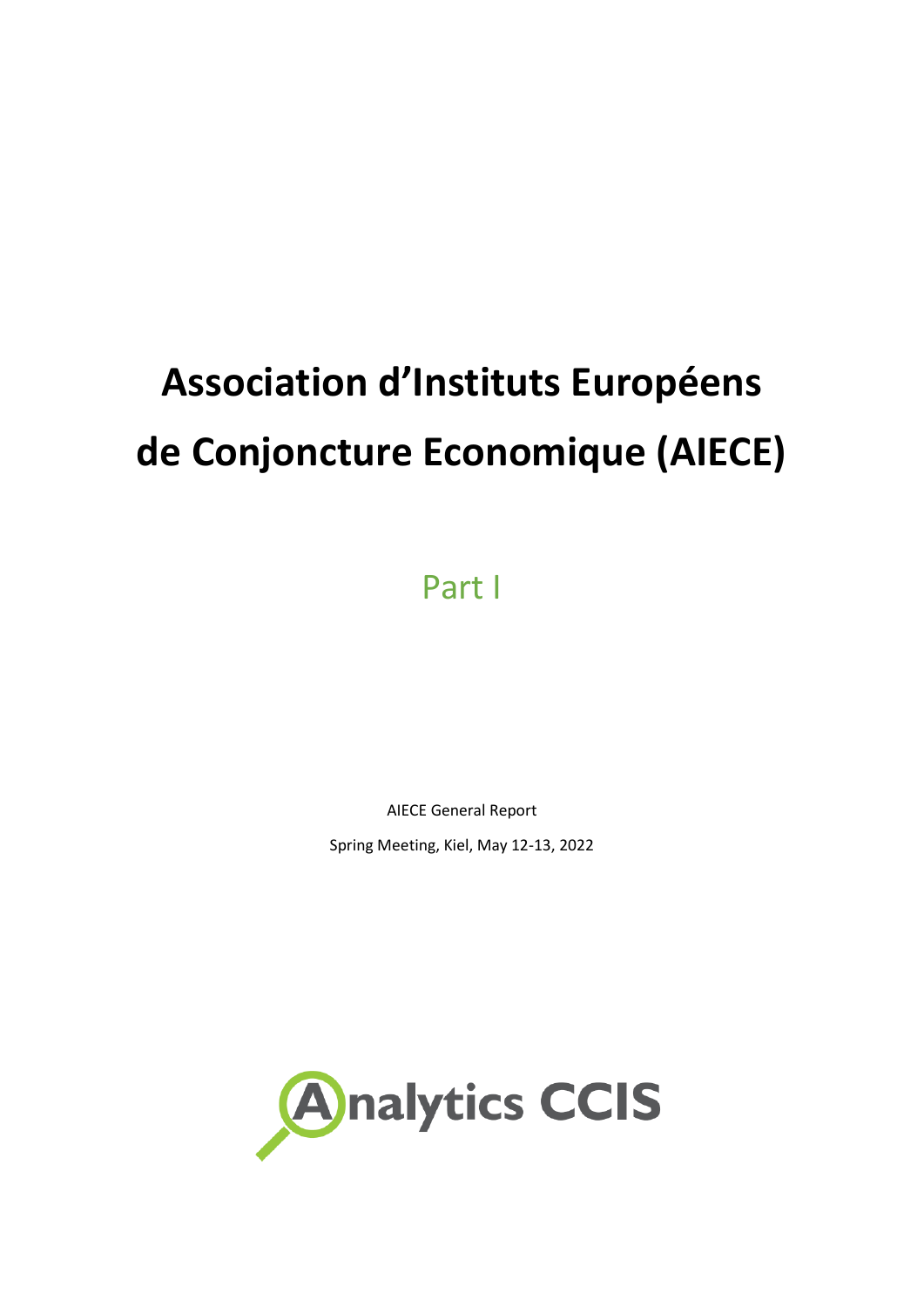# Association d'Instituts Européens de Conjoncture Economique (AIECE)

## Part I

AIECE General Report

Spring Meeting, Kiel, May 12-13, 2022

Analytics CCIS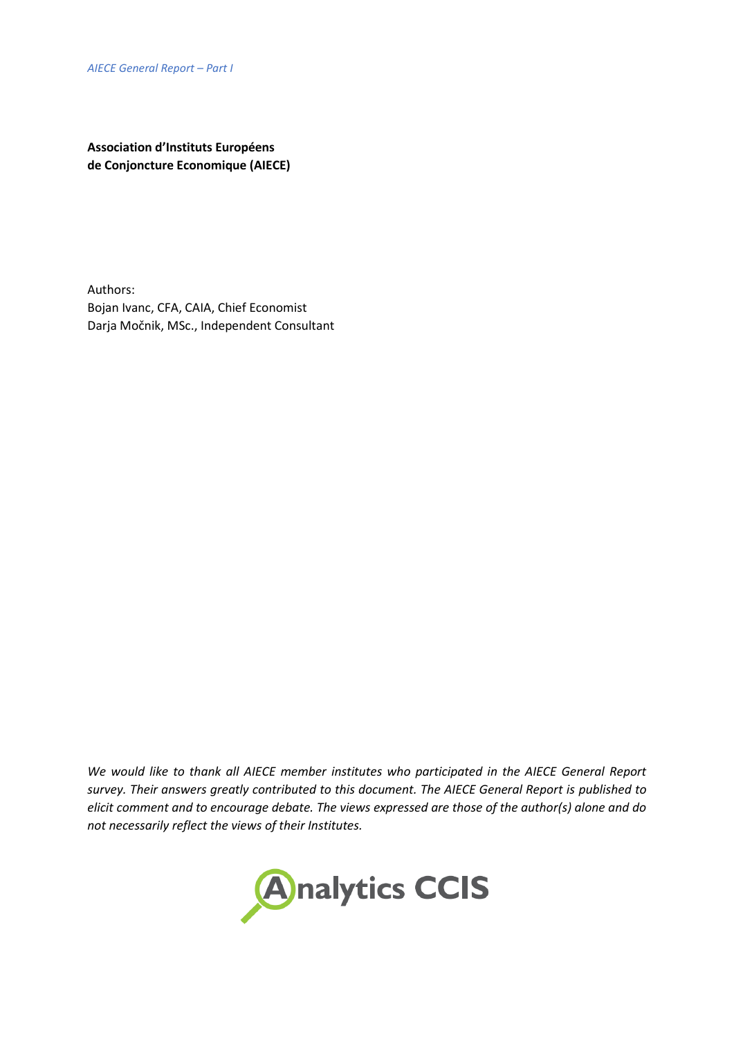**Association d'Instituts Européens de Conjoncture Economique (AIECE)**

Authors:
Bojan Ivanc, CFA, CAIA, Chief Economist
Darja Močnik, MSc., Independent Consultant

*We would like to thank all AIECE member institutes who participated in the AIECE General Report survey. Their answers greatly contributed to this document. The AIECE General Report is published to elicit comment and to encourage debate. The views expressed are those of the author(s) alone and do not necessarily reflect the views of their Institutes.*

Analytics CCIS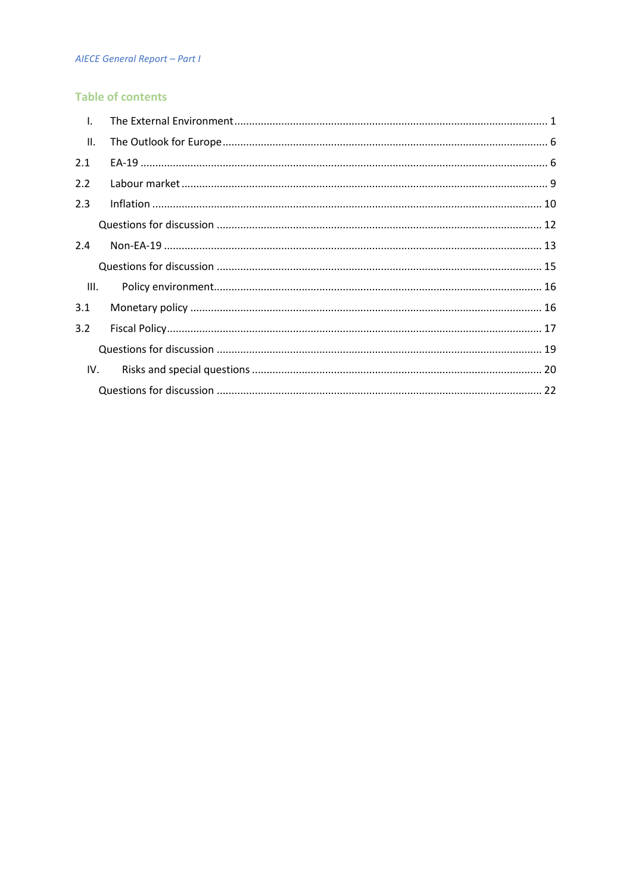## Table of contents

| | | |
|---|---|---|
| I. | The External Environment | 1 |
| II. | The Outlook for Europe | 6 |
| 2.1 | EA-19 | 6 |
| 2.2 | Labour market | 9 |
| 2.3 | Inflation | 10 |
| | Questions for discussion | 12 |
| 2.4 | Non-EA-19 | 13 |
| | Questions for discussion | 15 |
| III. | Policy environment | 16 |
| 3.1 | Monetary policy | 16 |
| 3.2 | Fiscal Policy | 17 |
| | Questions for discussion | 19 |
| IV. | Risks and special questions | 20 |
| | Questions for discussion | 22 |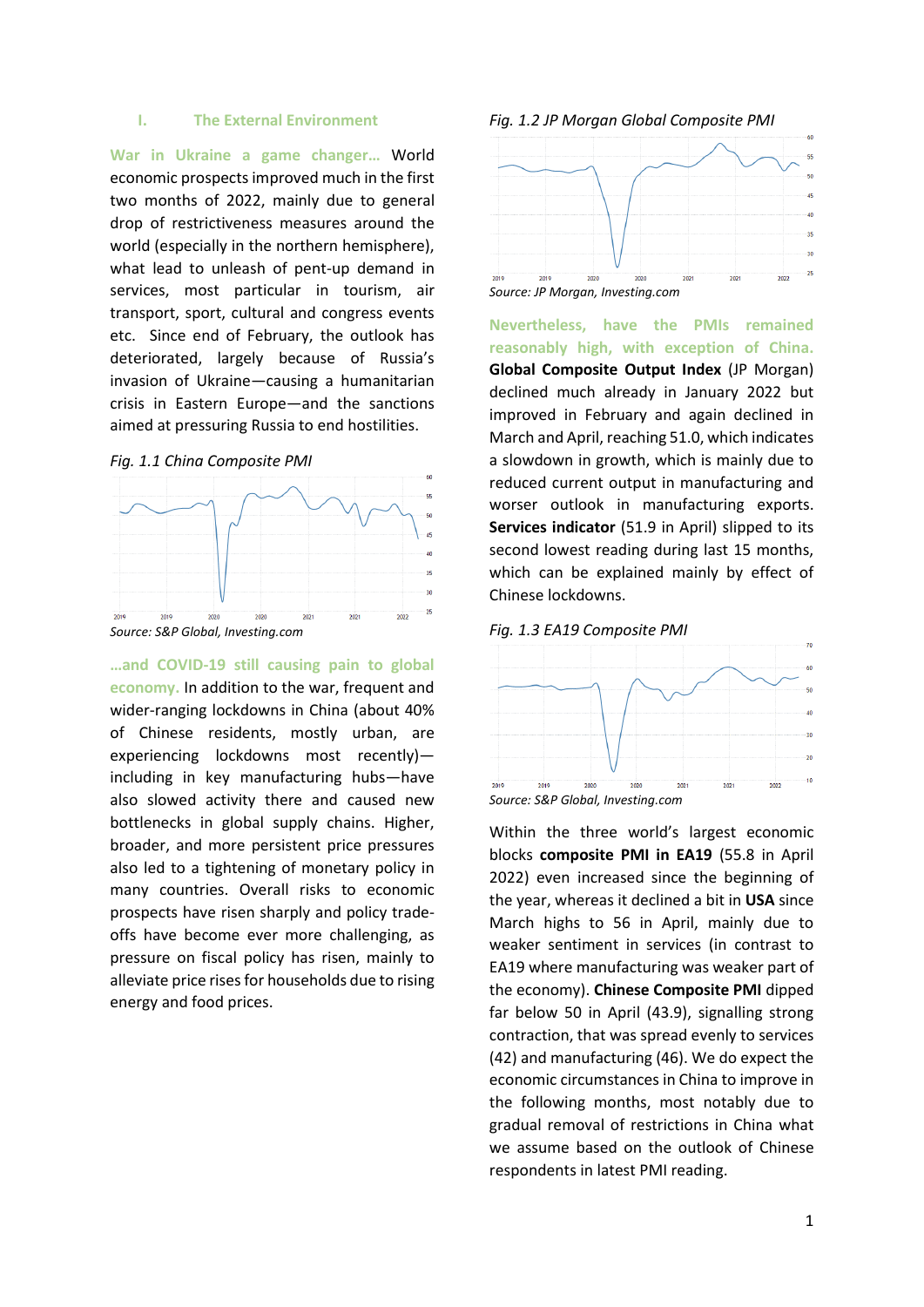## I. The External Environment

**War in Ukraine a game changer…** World economic prospects improved much in the first two months of 2022, mainly due to general drop of restrictiveness measures around the world (especially in the northern hemisphere), what lead to unleash of pent-up demand in services, most particular in tourism, air transport, sport, cultural and congress events etc. Since end of February, the outlook has deteriorated, largely because of Russia's invasion of Ukraine—causing a humanitarian crisis in Eastern Europe—and the sanctions aimed at pressuring Russia to end hostilities.

*Fig. 1.1 China Composite PMI*

*Source: S&P Global, Investing.com*

**…and COVID-19 still causing pain to global economy.** In addition to the war, frequent and wider-ranging lockdowns in China (about 40% of Chinese residents, mostly urban, are experiencing lockdowns most recently)—including in key manufacturing hubs—have also slowed activity there and caused new bottlenecks in global supply chains. Higher, broader, and more persistent price pressures also led to a tightening of monetary policy in many countries. Overall risks to economic prospects have risen sharply and policy trade-offs have become ever more challenging, as pressure on fiscal policy has risen, mainly to alleviate price rises for households due to rising energy and food prices.

*Fig. 1.2 JP Morgan Global Composite PMI*

*Source: JP Morgan, Investing.com*

**Nevertheless, have the PMIs remained reasonably high, with exception of China.** **Global Composite Output Index** (JP Morgan) declined much already in January 2022 but improved in February and again declined in March and April, reaching 51.0, which indicates a slowdown in growth, which is mainly due to reduced current output in manufacturing and worser outlook in manufacturing exports. **Services indicator** (51.9 in April) slipped to its second lowest reading during last 15 months, which can be explained mainly by effect of Chinese lockdowns.

*Fig. 1.3 EA19 Composite PMI*

*Source: S&P Global, Investing.com*

Within the three world's largest economic blocks **composite PMI in EA19** (55.8 in April 2022) even increased since the beginning of the year, whereas it declined a bit in **USA** since March highs to 56 in April, mainly due to weaker sentiment in services (in contrast to EA19 where manufacturing was weaker part of the economy). **Chinese Composite PMI** dipped far below 50 in April (43.9), signalling strong contraction, that was spread evenly to services (42) and manufacturing (46). We do expect the economic circumstances in China to improve in the following months, most notably due to gradual removal of restrictions in China what we assume based on the outlook of Chinese respondents in latest PMI reading.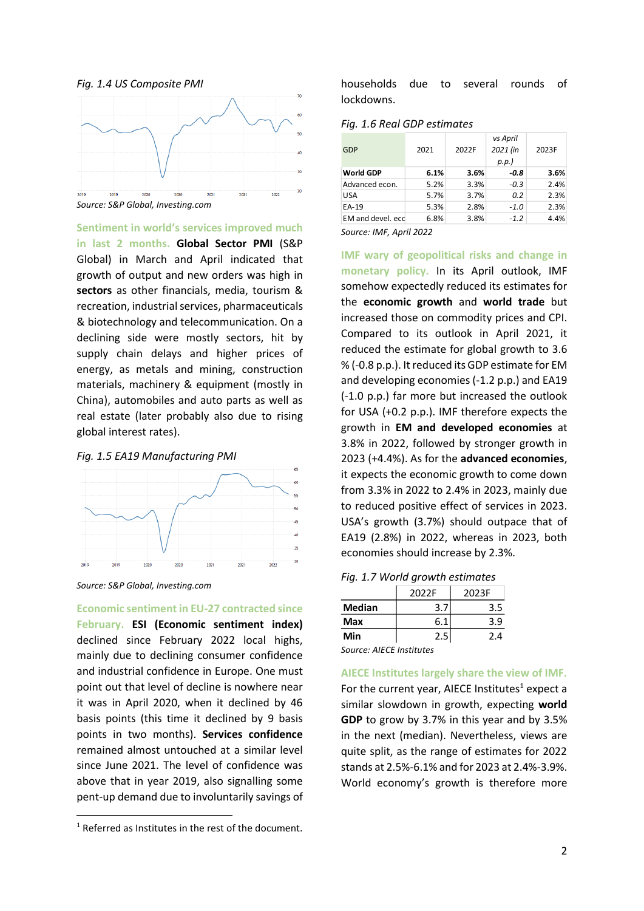*Fig. 1.4 US Composite PMI*

Source: S&P Global, Investing.com

**Sentiment in world's services improved much in last 2 months.** **Global Sector PMI** (S&P Global) in March and April indicated that growth of output and new orders was high in **sectors** as other financials, media, tourism & recreation, industrial services, pharmaceuticals & biotechnology and telecommunication. On a declining side were mostly sectors, hit by supply chain delays and higher prices of energy, as metals and mining, construction materials, machinery & equipment (mostly in China), automobiles and auto parts as well as real estate (later probably also due to rising global interest rates).

*Fig. 1.5 EA19 Manufacturing PMI*

Source: S&P Global, Investing.com

**Economic sentiment in EU-27 contracted since February.** **ESI (Economic sentiment index)** declined since February 2022 local highs, mainly due to declining consumer confidence and industrial confidence in Europe. One must point out that level of decline is nowhere near it was in April 2020, when it declined by 46 basis points (this time it declined by 9 basis points in two months). **Services confidence** remained almost untouched at a similar level since June 2021. The level of confidence was above that in year 2019, also signalling some pent-up demand due to involuntarily savings of households due to several rounds of lockdowns.

*Fig. 1.6 Real GDP estimates*

| GDP | 2021 | 2022F | vs April 2021 (in p.p.) | 2023F |
|---|---|---|---|---|
| **World GDP** | **6.1%** | **3.6%** | ***-0.8*** | **3.6%** |
| Advanced econ. | 5.2% | 3.3% | *-0.3* | 2.4% |
| USA | 5.7% | 3.7% | *0.2* | 2.3% |
| EA-19 | 5.3% | 2.8% | *-1.0* | 2.3% |
| EM and devel. ecc | 6.8% | 3.8% | *-1.2* | 4.4% |

Source: IMF, April 2022

**IMF wary of geopolitical risks and change in monetary policy.** In its April outlook, IMF somehow expectedly reduced its estimates for the **economic growth** and **world trade** but increased those on commodity prices and CPI. Compared to its outlook in April 2021, it reduced the estimate for global growth to 3.6 % (-0.8 p.p.). It reduced its GDP estimate for EM and developing economies (-1.2 p.p.) and EA19 (-1.0 p.p.) far more but increased the outlook for USA (+0.2 p.p.). IMF therefore expects the growth in **EM and developed economies** at 3.8% in 2022, followed by stronger growth in 2023 (+4.4%). As for the **advanced economies**, it expects the economic growth to come down from 3.3% in 2022 to 2.4% in 2023, mainly due to reduced positive effect of services in 2023. USA's growth (3.7%) should outpace that of EA19 (2.8%) in 2022, whereas in 2023, both economies should increase by 2.3%.

*Fig. 1.7 World growth estimates*

| | 2022F | 2023F |
|---|---|---|
| **Median** | 3.7 | 3.5 |
| **Max** | 6.1 | 3.9 |
| **Min** | 2.5 | 2.4 |

Source: AIECE Institutes

**AIECE Institutes largely share the view of IMF.** For the current year, AIECE Institutes[1] expect a similar slowdown in growth, expecting **world GDP** to grow by 3.7% in this year and by 3.5% in the next (median). Nevertheless, views are quite split, as the range of estimates for 2022 stands at 2.5%-6.1% and for 2023 at 2.4%-3.9%. World economy's growth is therefore more

[1] Referred as Institutes in the rest of the document.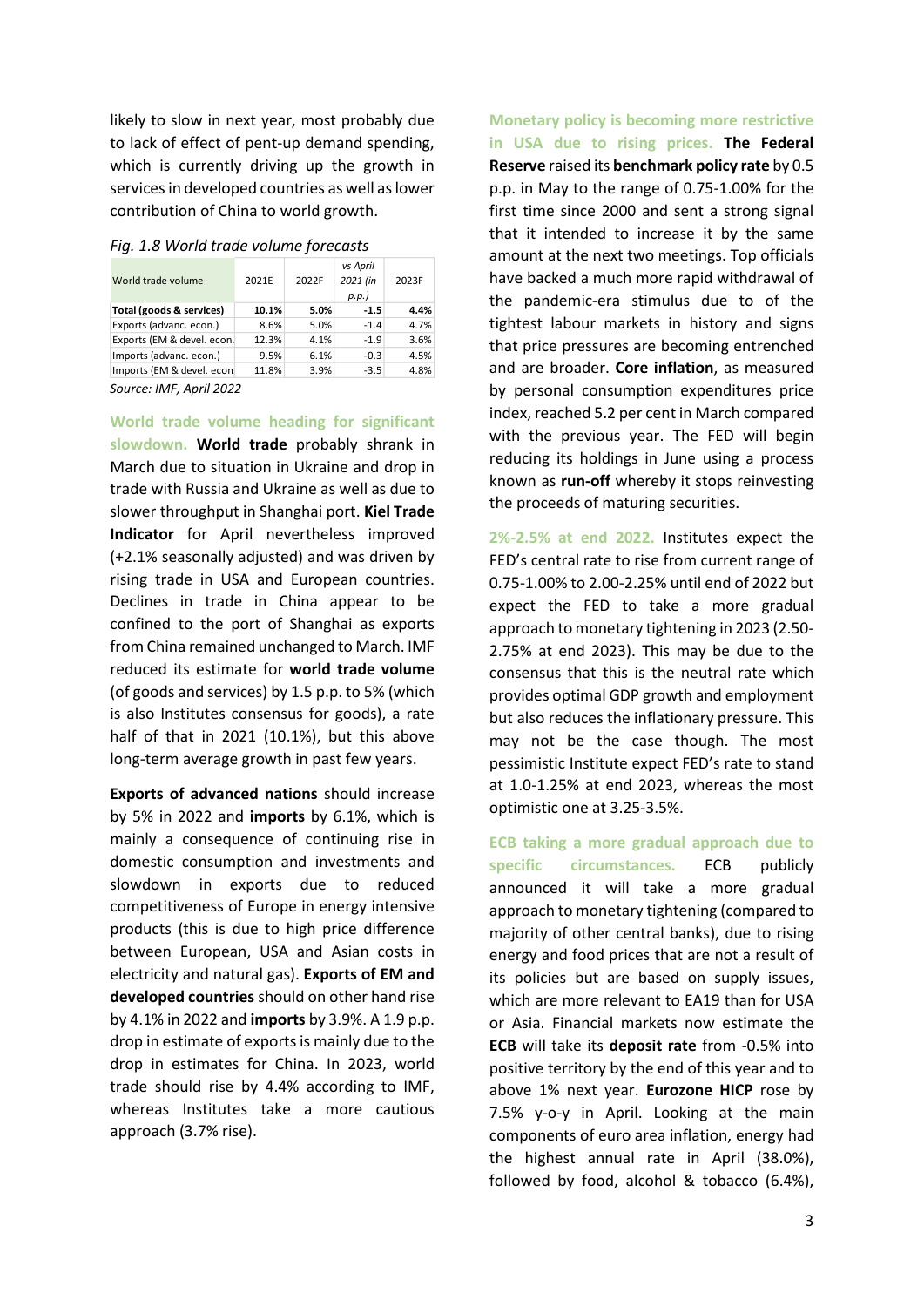likely to slow in next year, most probably due to lack of effect of pent-up demand spending, which is currently driving up the growth in services in developed countries as well as lower contribution of China to world growth.

*Fig. 1.8 World trade volume forecasts*

| World trade volume | 2021E | 2022F | vs April 2021 (in p.p.) | 2023F |
|---|---|---|---|---|
| **Total (goods & services)** | **10.1%** | **5.0%** | **-1.5** | **4.4%** |
| Exports (advanc. econ.) | 8.6% | 5.0% | -1.4 | 4.7% |
| Exports (EM & devel. econ. | 12.3% | 4.1% | -1.9 | 3.6% |
| Imports (advanc. econ.) | 9.5% | 6.1% | -0.3 | 4.5% |
| Imports (EM & devel. econ | 11.8% | 3.9% | -3.5 | 4.8% |

*Source: IMF, April 2022*

**World trade volume heading for significant slowdown.** **World trade** probably shrank in March due to situation in Ukraine and drop in trade with Russia and Ukraine as well as due to slower throughput in Shanghai port. **Kiel Trade Indicator** for April nevertheless improved (+2.1% seasonally adjusted) and was driven by rising trade in USA and European countries. Declines in trade in China appear to be confined to the port of Shanghai as exports from China remained unchanged to March. IMF reduced its estimate for **world trade volume** (of goods and services) by 1.5 p.p. to 5% (which is also Institutes consensus for goods), a rate half of that in 2021 (10.1%), but this above long-term average growth in past few years.

**Exports of advanced nations** should increase by 5% in 2022 and **imports** by 6.1%, which is mainly a consequence of continuing rise in domestic consumption and investments and slowdown in exports due to reduced competitiveness of Europe in energy intensive products (this is due to high price difference between European, USA and Asian costs in electricity and natural gas). **Exports of EM and developed countries** should on other hand rise by 4.1% in 2022 and **imports** by 3.9%. A 1.9 p.p. drop in estimate of exports is mainly due to the drop in estimates for China. In 2023, world trade should rise by 4.4% according to IMF, whereas Institutes take a more cautious approach (3.7% rise).

**Monetary policy is becoming more restrictive in USA due to rising prices.** **The Federal Reserve** raised its **benchmark policy rate** by 0.5 p.p. in May to the range of 0.75-1.00% for the first time since 2000 and sent a strong signal that it intended to increase it by the same amount at the next two meetings. Top officials have backed a much more rapid withdrawal of the pandemic-era stimulus due to of the tightest labour markets in history and signs that price pressures are becoming entrenched and are broader. **Core inflation**, as measured by personal consumption expenditures price index, reached 5.2 per cent in March compared with the previous year. The FED will begin reducing its holdings in June using a process known as **run-off** whereby it stops reinvesting the proceeds of maturing securities.

**2%-2.5% at end 2022.** Institutes expect the FED's central rate to rise from current range of 0.75-1.00% to 2.00-2.25% until end of 2022 but expect the FED to take a more gradual approach to monetary tightening in 2023 (2.50-2.75% at end 2023). This may be due to the consensus that this is the neutral rate which provides optimal GDP growth and employment but also reduces the inflationary pressure. This may not be the case though. The most pessimistic Institute expect FED's rate to stand at 1.0-1.25% at end 2023, whereas the most optimistic one at 3.25-3.5%.

**ECB taking a more gradual approach due to specific circumstances.** ECB publicly announced it will take a more gradual approach to monetary tightening (compared to majority of other central banks), due to rising energy and food prices that are not a result of its policies but are based on supply issues, which are more relevant to EA19 than for USA or Asia. Financial markets now estimate the **ECB** will take its **deposit rate** from -0.5% into positive territory by the end of this year and to above 1% next year. **Eurozone HICP** rose by 7.5% y-o-y in April. Looking at the main components of euro area inflation, energy had the highest annual rate in April (38.0%), followed by food, alcohol & tobacco (6.4%),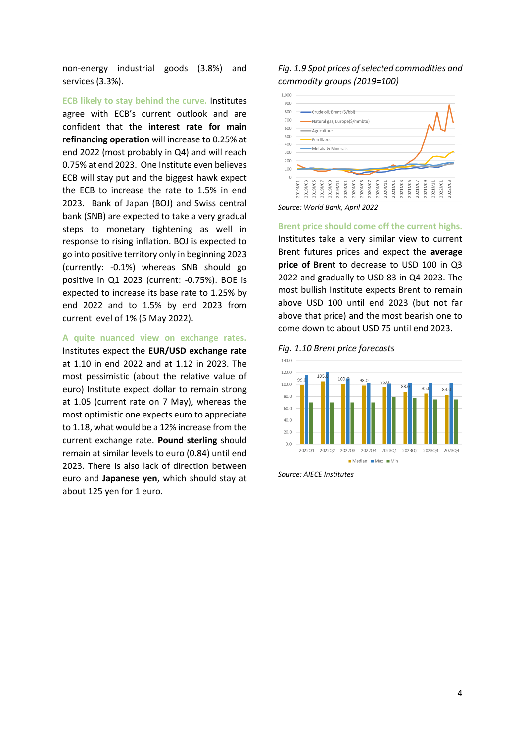non-energy industrial goods (3.8%) and services (3.3%).

**ECB likely to stay behind the curve.** Institutes agree with ECB's current outlook and are confident that the **interest rate for main refinancing operation** will increase to 0.25% at end 2022 (most probably in Q4) and will reach 0.75% at end 2023. One Institute even believes ECB will stay put and the biggest hawk expect the ECB to increase the rate to 1.5% in end 2023. Bank of Japan (BOJ) and Swiss central bank (SNB) are expected to take a very gradual steps to monetary tightening as well in response to rising inflation. BOJ is expected to go into positive territory only in beginning 2023 (currently: -0.1%) whereas SNB should go positive in Q1 2023 (current: -0.75%). BOE is expected to increase its base rate to 1.25% by end 2022 and to 1.5% by end 2023 from current level of 1% (5 May 2022).

**A quite nuanced view on exchange rates.** Institutes expect the **EUR/USD exchange rate** at 1.10 in end 2022 and at 1.12 in 2023. The most pessimistic (about the relative value of euro) Institute expect dollar to remain strong at 1.05 (current rate on 7 May), whereas the most optimistic one expects euro to appreciate to 1.18, what would be a 12% increase from the current exchange rate. **Pound sterling** should remain at similar levels to euro (0.84) until end 2023. There is also lack of direction between euro and **Japanese yen**, which should stay at about 125 yen for 1 euro.

*Fig. 1.9 Spot prices of selected commodities and commodity groups (2019=100)*

*Source: World Bank, April 2022*

**Brent price should come off the current highs.** Institutes take a very similar view to current Brent futures prices and expect the **average price of Brent** to decrease to USD 100 in Q3 2022 and gradually to USD 83 in Q4 2023. The most bullish Institute expects Brent to remain above USD 100 until end 2023 (but not far above that price) and the most bearish one to come down to about USD 75 until end 2023.

*Fig. 1.10 Brent price forecasts*

*Source: AIECE Institutes*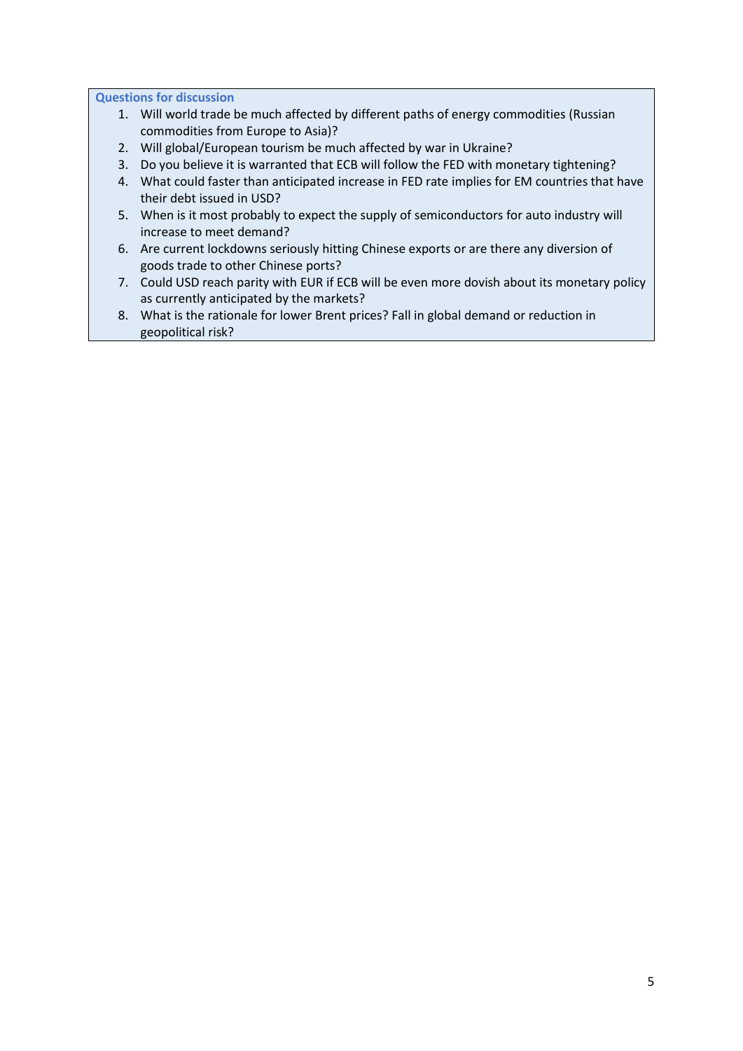**Questions for discussion**

1. Will world trade be much affected by different paths of energy commodities (Russian commodities from Europe to Asia)?
2. Will global/European tourism be much affected by war in Ukraine?
3. Do you believe it is warranted that ECB will follow the FED with monetary tightening?
4. What could faster than anticipated increase in FED rate implies for EM countries that have their debt issued in USD?
5. When is it most probably to expect the supply of semiconductors for auto industry will increase to meet demand?
6. Are current lockdowns seriously hitting Chinese exports or are there any diversion of goods trade to other Chinese ports?
7. Could USD reach parity with EUR if ECB will be even more dovish about its monetary policy as currently anticipated by the markets?
8. What is the rationale for lower Brent prices? Fall in global demand or reduction in geopolitical risk?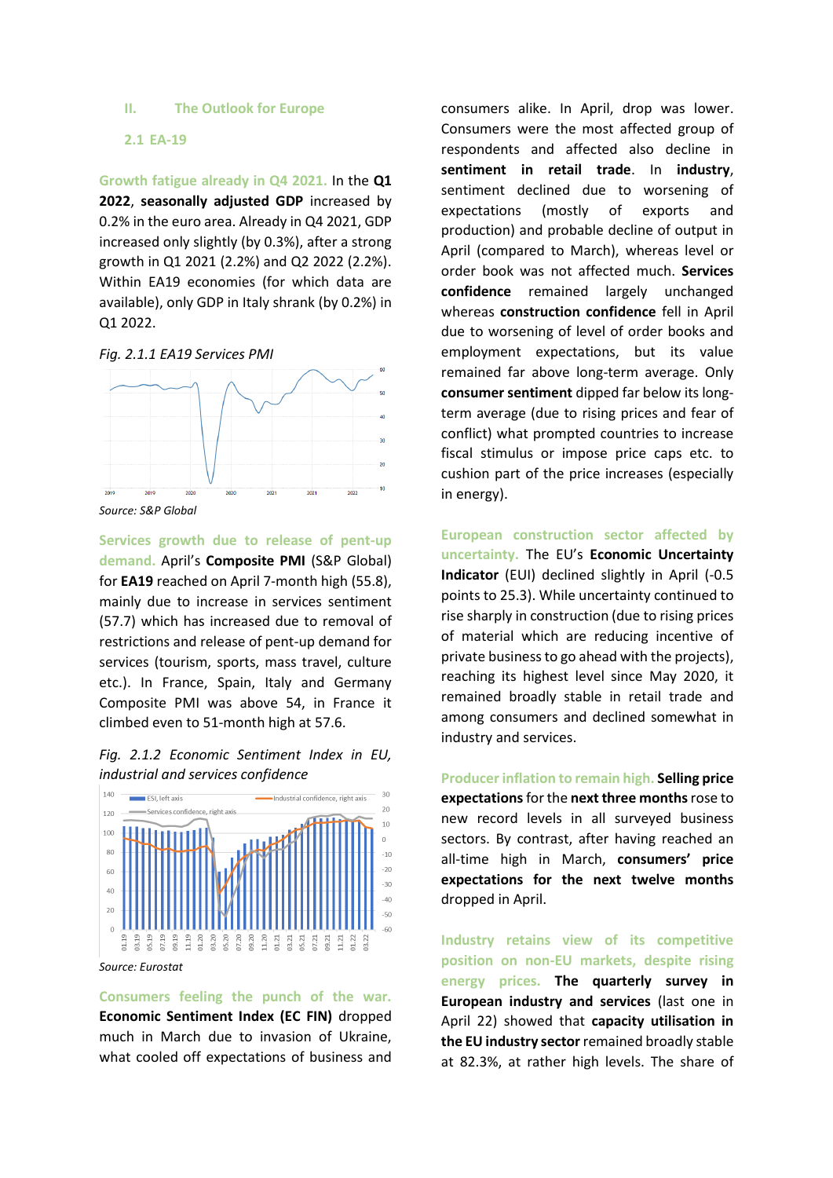## II. The Outlook for Europe

### 2.1 EA-19

**Growth fatigue already in Q4 2021.** In the **Q1 2022**, **seasonally adjusted GDP** increased by 0.2% in the euro area. Already in Q4 2021, GDP increased only slightly (by 0.3%), after a strong growth in Q1 2021 (2.2%) and Q2 2022 (2.2%). Within EA19 economies (for which data are available), only GDP in Italy shrank (by 0.2%) in Q1 2022.

*Fig. 2.1.1 EA19 Services PMI*

Source: S&P Global

**Services growth due to release of pent-up demand.** April's **Composite PMI** (S&P Global) for **EA19** reached on April 7-month high (55.8), mainly due to increase in services sentiment (57.7) which has increased due to removal of restrictions and release of pent-up demand for services (tourism, sports, mass travel, culture etc.). In France, Spain, Italy and Germany Composite PMI was above 54, in France it climbed even to 51-month high at 57.6.

*Fig. 2.1.2 Economic Sentiment Index in EU, industrial and services confidence*

Source: Eurostat

**Consumers feeling the punch of the war.** **Economic Sentiment Index (EC FIN)** dropped much in March due to invasion of Ukraine, what cooled off expectations of business and consumers alike. In April, drop was lower. Consumers were the most affected group of respondents and affected also decline in **sentiment in retail trade**. In **industry**, sentiment declined due to worsening of expectations (mostly of exports and production) and probable decline of output in April (compared to March), whereas level or order book was not affected much. **Services confidence** remained largely unchanged whereas **construction confidence** fell in April due to worsening of level of order books and employment expectations, but its value remained far above long-term average. Only **consumer sentiment** dipped far below its long-term average (due to rising prices and fear of conflict) what prompted countries to increase fiscal stimulus or impose price caps etc. to cushion part of the price increases (especially in energy).

**European construction sector affected by uncertainty.** The EU's **Economic Uncertainty Indicator** (EUI) declined slightly in April (-0.5 points to 25.3). While uncertainty continued to rise sharply in construction (due to rising prices of material which are reducing incentive of private business to go ahead with the projects), reaching its highest level since May 2020, it remained broadly stable in retail trade and among consumers and declined somewhat in industry and services.

**Producer inflation to remain high.** **Selling price expectations** for the **next three months** rose to new record levels in all surveyed business sectors. By contrast, after having reached an all-time high in March, **consumers' price expectations for the next twelve months** dropped in April.

**Industry retains view of its competitive position on non-EU markets, despite rising energy prices.** **The quarterly survey in European industry and services** (last one in April 22) showed that **capacity utilisation in the EU industry sector** remained broadly stable at 82.3%, at rather high levels. The share of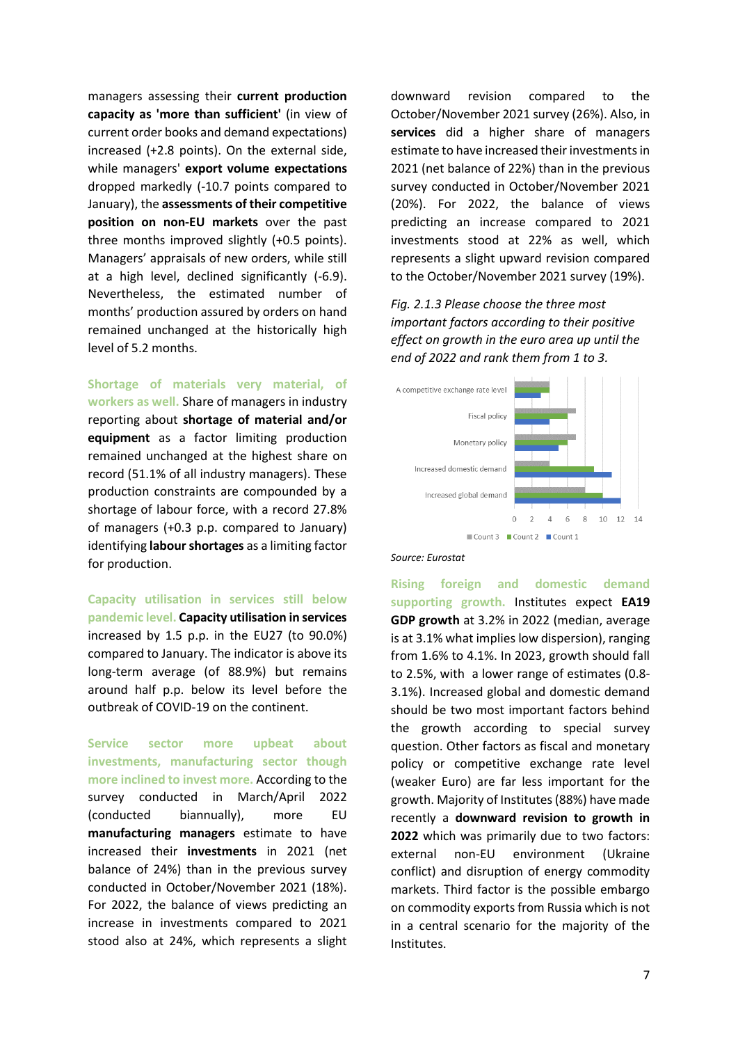managers assessing their **current production capacity as 'more than sufficient'** (in view of current order books and demand expectations) increased (+2.8 points). On the external side, while managers' **export volume expectations** dropped markedly (-10.7 points compared to January), the **assessments of their competitive position on non-EU markets** over the past three months improved slightly (+0.5 points). Managers' appraisals of new orders, while still at a high level, declined significantly (-6.9). Nevertheless, the estimated number of months' production assured by orders on hand remained unchanged at the historically high level of 5.2 months.

**Shortage of materials very material, of workers as well.** Share of managers in industry reporting about **shortage of material and/or equipment** as a factor limiting production remained unchanged at the highest share on record (51.1% of all industry managers). These production constraints are compounded by a shortage of labour force, with a record 27.8% of managers (+0.3 p.p. compared to January) identifying **labour shortages** as a limiting factor for production.

**Capacity utilisation in services still below pandemic level.** **Capacity utilisation in services** increased by 1.5 p.p. in the EU27 (to 90.0%) compared to January. The indicator is above its long-term average (of 88.9%) but remains around half p.p. below its level before the outbreak of COVID-19 on the continent.

**Service sector more upbeat about investments, manufacturing sector though more inclined to invest more.** According to the survey conducted in March/April 2022 (conducted biannually), more EU **manufacturing managers** estimate to have increased their **investments** in 2021 (net balance of 24%) than in the previous survey conducted in October/November 2021 (18%). For 2022, the balance of views predicting an increase in investments compared to 2021 stood also at 24%, which represents a slight downward revision compared to the October/November 2021 survey (26%). Also, in **services** did a higher share of managers estimate to have increased their investments in 2021 (net balance of 22%) than in the previous survey conducted in October/November 2021 (20%). For 2022, the balance of views predicting an increase compared to 2021 investments stood at 22% as well, which represents a slight upward revision compared to the October/November 2021 survey (19%).

*Fig. 2.1.3 Please choose the three most important factors according to their positive effect on growth in the euro area up until the end of 2022 and rank them from 1 to 3.*

| | Count 3 | Count 2 | Count 1 |
|---|---|---|---|
| A competitive exchange rate level | 4 | 4 | 3 |
| Fiscal policy | 7 | 6 | 4 |
| Monetary policy | 7 | 6 | 5 |
| Increased domestic demand | 4 | 9 | 11 |
| Increased global demand | 8 | 10 | 12 |

Source: Eurostat

**Rising foreign and domestic demand supporting growth.** Institutes expect **EA19 GDP growth** at 3.2% in 2022 (median, average is at 3.1% what implies low dispersion), ranging from 1.6% to 4.1%. In 2023, growth should fall to 2.5%, with a lower range of estimates (0.8-3.1%). Increased global and domestic demand should be two most important factors behind the growth according to special survey question. Other factors as fiscal and monetary policy or competitive exchange rate level (weaker Euro) are far less important for the growth. Majority of Institutes (88%) have made recently a **downward revision to growth in 2022** which was primarily due to two factors: external non-EU environment (Ukraine conflict) and disruption of energy commodity markets. Third factor is the possible embargo on commodity exports from Russia which is not in a central scenario for the majority of the Institutes.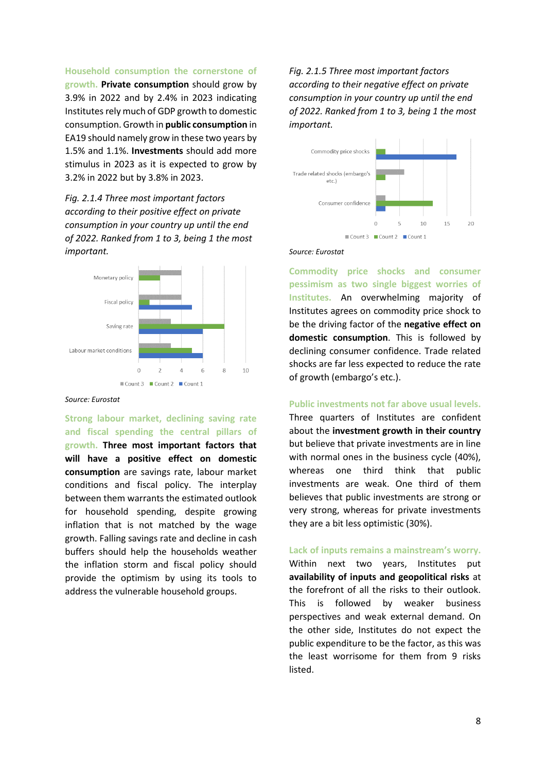**Household consumption the cornerstone of growth.** **Private consumption** should grow by 3.9% in 2022 and by 2.4% in 2023 indicating Institutes rely much of GDP growth to domestic consumption. Growth in **public consumption** in EA19 should namely grow in these two years by 1.5% and 1.1%. **Investments** should add more stimulus in 2023 as it is expected to grow by 3.2% in 2022 but by 3.8% in 2023.

*Fig. 2.1.4 Three most important factors according to their positive effect on private consumption in your country up until the end of 2022. Ranked from 1 to 3, being 1 the most important.*

*Source: Eurostat*

**Strong labour market, declining saving rate and fiscal spending the central pillars of growth.** **Three most important factors that will have a positive effect on domestic consumption** are savings rate, labour market conditions and fiscal policy. The interplay between them warrants the estimated outlook for household spending, despite growing inflation that is not matched by the wage growth. Falling savings rate and decline in cash buffers should help the households weather the inflation storm and fiscal policy should provide the optimism by using its tools to address the vulnerable household groups.

*Fig. 2.1.5 Three most important factors according to their negative effect on private consumption in your country up until the end of 2022. Ranked from 1 to 3, being 1 the most important.*

*Source: Eurostat*

**Commodity price shocks and consumer pessimism as two single biggest worries of Institutes.** An overwhelming majority of Institutes agrees on commodity price shock to be the driving factor of the **negative effect on domestic consumption**. This is followed by declining consumer confidence. Trade related shocks are far less expected to reduce the rate of growth (embargo's etc.).

**Public investments not far above usual levels.** Three quarters of Institutes are confident about the **investment growth in their country** but believe that private investments are in line with normal ones in the business cycle (40%), whereas one third think that public investments are weak. One third of them believes that public investments are strong or very strong, whereas for private investments they are a bit less optimistic (30%).

**Lack of inputs remains a mainstream's worry.** Within next two years, Institutes put **availability of inputs and geopolitical risks** at the forefront of all the risks to their outlook. This is followed by weaker business perspectives and weak external demand. On the other side, Institutes do not expect the public expenditure to be the factor, as this was the least worrisome for them from 9 risks listed.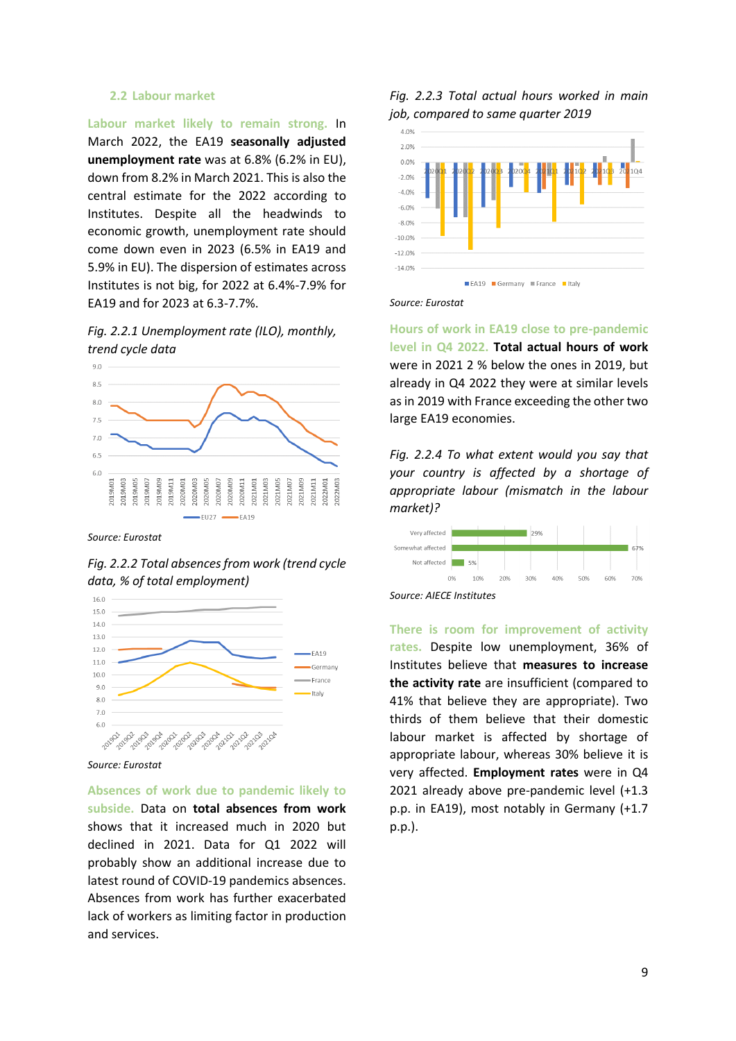## 2.2 Labour market

**Labour market likely to remain strong.** In March 2022, the EA19 **seasonally adjusted unemployment rate** was at 6.8% (6.2% in EU), down from 8.2% in March 2021. This is also the central estimate for the 2022 according to Institutes. Despite all the headwinds to economic growth, unemployment rate should come down even in 2023 (6.5% in EA19 and 5.9% in EU). The dispersion of estimates across Institutes is not big, for 2022 at 6.4%-7.9% for EA19 and for 2023 at 6.3-7.7%.

*Fig. 2.2.1 Unemployment rate (ILO), monthly, trend cycle data*

Source: Eurostat

*Fig. 2.2.2 Total absences from work (trend cycle data, % of total employment)*

Source: Eurostat

**Absences of work due to pandemic likely to subside.** Data on **total absences from work** shows that it increased much in 2020 but declined in 2021. Data for Q1 2022 will probably show an additional increase due to latest round of COVID-19 pandemics absences. Absences from work has further exacerbated lack of workers as limiting factor in production and services.

*Fig. 2.2.3 Total actual hours worked in main job, compared to same quarter 2019*

Source: Eurostat

**Hours of work in EA19 close to pre-pandemic level in Q4 2022. Total actual hours of work** were in 2021 2 % below the ones in 2019, but already in Q4 2022 they were at similar levels as in 2019 with France exceeding the other two large EA19 economies.

*Fig. 2.2.4 To what extent would you say that your country is affected by a shortage of appropriate labour (mismatch in the labour market)?*

Source: AIECE Institutes

**There is room for improvement of activity rates.** Despite low unemployment, 36% of Institutes believe that **measures to increase the activity rate** are insufficient (compared to 41% that believe they are appropriate). Two thirds of them believe that their domestic labour market is affected by shortage of appropriate labour, whereas 30% believe it is very affected. **Employment rates** were in Q4 2021 already above pre-pandemic level (+1.3 p.p. in EA19), most notably in Germany (+1.7 p.p.).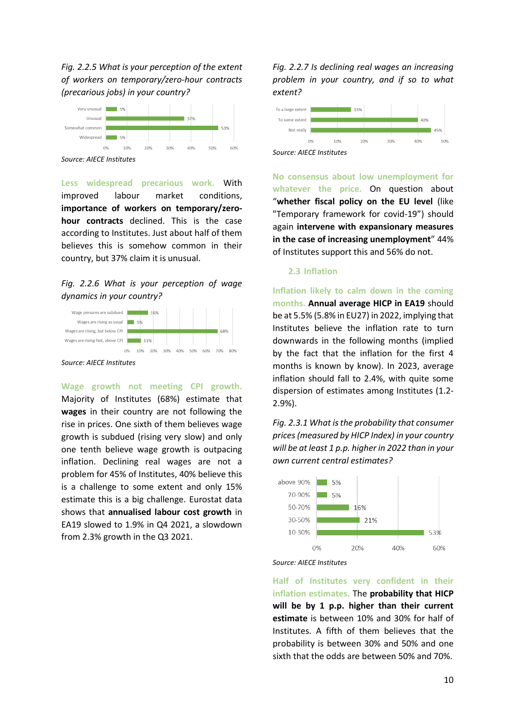*Fig. 2.2.5 What is your perception of the extent of workers on temporary/zero-hour contracts (precarious jobs) in your country?*

| | |
|---|---|
| Very unusual | 5% |
| Unusual | 37% |
| Somewhat common | 53% |
| Widespread | 5% |

*Source: AIECE Institutes*

**Less widespread precarious work.** With improved labour market conditions, **importance of workers on temporary/zero-hour contracts** declined. This is the case according to Institutes. Just about half of them believes this is somehow common in their country, but 37% claim it is unusual.

*Fig. 2.2.6 What is your perception of wage dynamics in your country?*

| | |
|---|---|
| Wage presures are subdued | 16% |
| Wages are rising as usual | 5% |
| Wages are rising, but below CPI | 68% |
| Wages are rising fast, above CPI | 11% |

*Source: AIECE Institutes*

**Wage growth not meeting CPI growth.** Majority of Institutes (68%) estimate that **wages** in their country are not following the rise in prices. One sixth of them believes wage growth is subdued (rising very slow) and only one tenth believe wage growth is outpacing inflation. Declining real wages are not a problem for 45% of Institutes, 40% believe this is a challenge to some extent and only 15% estimate this is a big challenge. Eurostat data shows that **annualised labour cost growth** in EA19 slowed to 1.9% in Q4 2021, a slowdown from 2.3% growth in the Q3 2021.

*Fig. 2.2.7 Is declining real wages an increasing problem in your country, and if so to what extent?*

| | |
|---|---|
| To a large extent | 15% |
| To some extent | 40% |
| Not really | 45% |

*Source: AIECE Institutes*

**No consensus about low unemployment for whatever the price.** On question about "**whether fiscal policy on the EU level** (like "Temporary framework for covid-19") should again **intervene with expansionary measures in the case of increasing unemployment**" 44% of Institutes support this and 56% do not.

## 2.3 Inflation

**Inflation likely to calm down in the coming months.** **Annual average HICP in EA19** should be at 5.5% (5.8% in EU27) in 2022, implying that Institutes believe the inflation rate to turn downwards in the following months (implied by the fact that the inflation for the first 4 months is known by know). In 2023, average inflation should fall to 2.4%, with quite some dispersion of estimates among Institutes (1.2-2.9%).

*Fig. 2.3.1 What is the probability that consumer prices (measured by HICP Index) in your country will be at least 1 p.p. higher in 2022 than in your own current central estimates?*

| | |
|---|---|
| above 90% | 5% |
| 70-90% | 5% |
| 50-70% | 16% |
| 30-50% | 21% |
| 10-30% | 53% |

*Source: AIECE Institutes*

**Half of Institutes very confident in their inflation estimates.** The **probability that HICP will be by 1 p.p. higher than their current estimate** is between 10% and 30% for half of Institutes. A fifth of them believes that the probability is between 30% and 50% and one sixth that the odds are between 50% and 70%.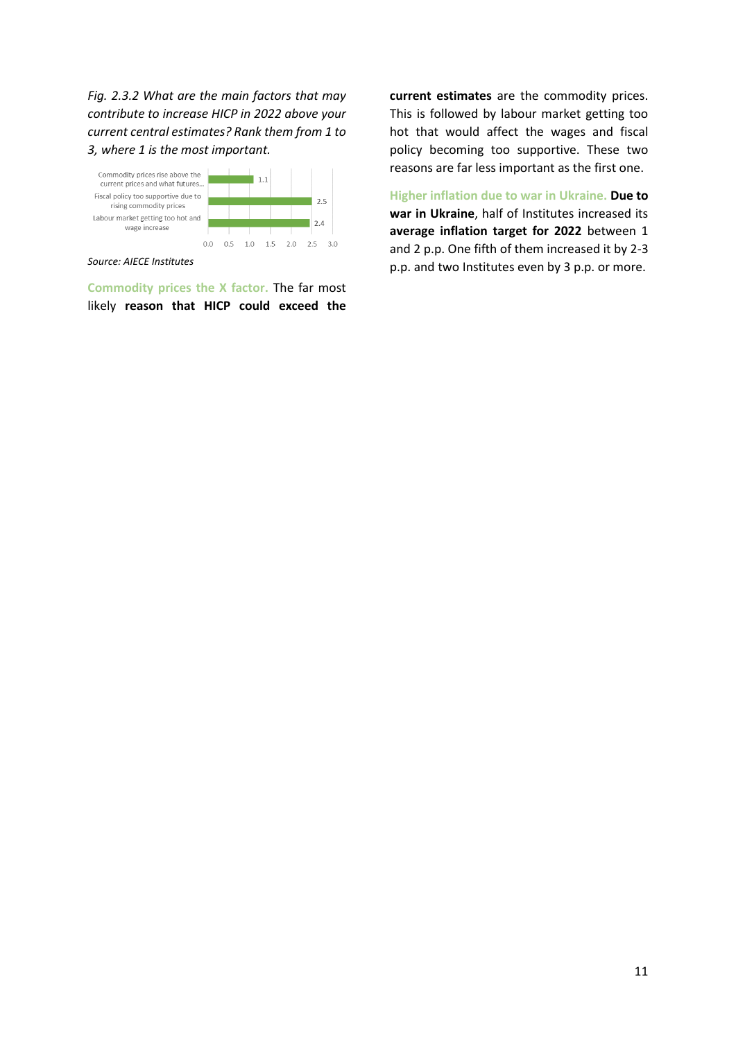*Fig. 2.3.2 What are the main factors that may contribute to increase HICP in 2022 above your current central estimates? Rank them from 1 to 3, where 1 is the most important.*

| Factor | Value |
|---|---|
| Commodity prices rise above the current prices and what futures... | 1.1 |
| Fiscal policy too supportive due to rising commodity prices | 2.5 |
| Labour market getting too hot and wage increase | 2.4 |

*Source: AIECE Institutes*

**Commodity prices the X factor.** The far most likely **reason that HICP could exceed the current estimates** are the commodity prices. This is followed by labour market getting too hot that would affect the wages and fiscal policy becoming too supportive. These two reasons are far less important as the first one.

**Higher inflation due to war in Ukraine.** **Due to war in Ukraine**, half of Institutes increased its **average inflation target for 2022** between 1 and 2 p.p. One fifth of them increased it by 2-3 p.p. and two Institutes even by 3 p.p. or more.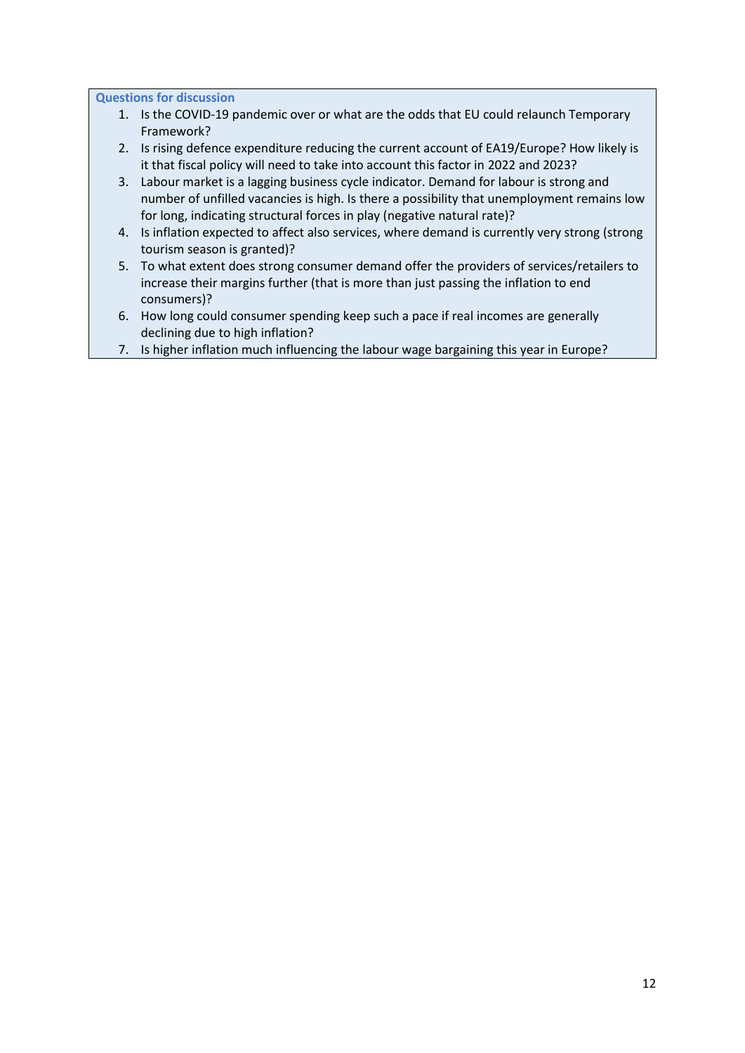**Questions for discussion**

1. Is the COVID-19 pandemic over or what are the odds that EU could relaunch Temporary Framework?
2. Is rising defence expenditure reducing the current account of EA19/Europe? How likely is it that fiscal policy will need to take into account this factor in 2022 and 2023?
3. Labour market is a lagging business cycle indicator. Demand for labour is strong and number of unfilled vacancies is high. Is there a possibility that unemployment remains low for long, indicating structural forces in play (negative natural rate)?
4. Is inflation expected to affect also services, where demand is currently very strong (strong tourism season is granted)?
5. To what extent does strong consumer demand offer the providers of services/retailers to increase their margins further (that is more than just passing the inflation to end consumers)?
6. How long could consumer spending keep such a pace if real incomes are generally declining due to high inflation?
7. Is higher inflation much influencing the labour wage bargaining this year in Europe?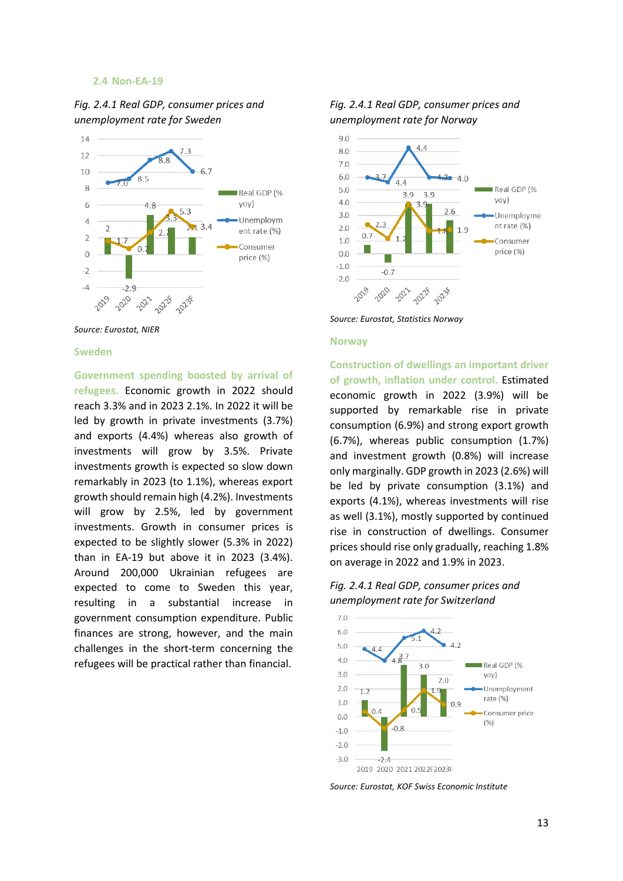### 2.4 Non-EA-19

*Fig. 2.4.1 Real GDP, consumer prices and unemployment rate for Sweden*

*Source: Eurostat, NIER*

#### Sweden

**Government spending boosted by arrival of refugees.** Economic growth in 2022 should reach 3.3% and in 2023 2.1%. In 2022 it will be led by growth in private investments (3.7%) and exports (4.4%) whereas also growth of investments will grow by 3.5%. Private investments growth is expected so slow down remarkably in 2023 (to 1.1%), whereas export growth should remain high (4.2%). Investments will grow by 2.5%, led by government investments. Growth in consumer prices is expected to be slightly slower (5.3% in 2022) than in EA-19 but above it in 2023 (3.4%). Around 200,000 Ukrainian refugees are expected to come to Sweden this year, resulting in a substantial increase in government consumption expenditure. Public finances are strong, however, and the main challenges in the short-term concerning the refugees will be practical rather than financial.

*Fig. 2.4.1 Real GDP, consumer prices and unemployment rate for Norway*

*Source: Eurostat, Statistics Norway*

#### Norway

**Construction of dwellings an important driver of growth, inflation under control.** Estimated economic growth in 2022 (3.9%) will be supported by remarkable rise in private consumption (6.9%) and strong export growth (6.7%), whereas public consumption (1.7%) and investment growth (0.8%) will increase only marginally. GDP growth in 2023 (2.6%) will be led by private consumption (3.1%) and exports (4.1%), whereas investments will rise as well (3.1%), mostly supported by continued rise in construction of dwellings. Consumer prices should rise only gradually, reaching 1.8% on average in 2022 and 1.9% in 2023.

*Fig. 2.4.1 Real GDP, consumer prices and unemployment rate for Switzerland*

*Source: Eurostat, KOF Swiss Economic Institute*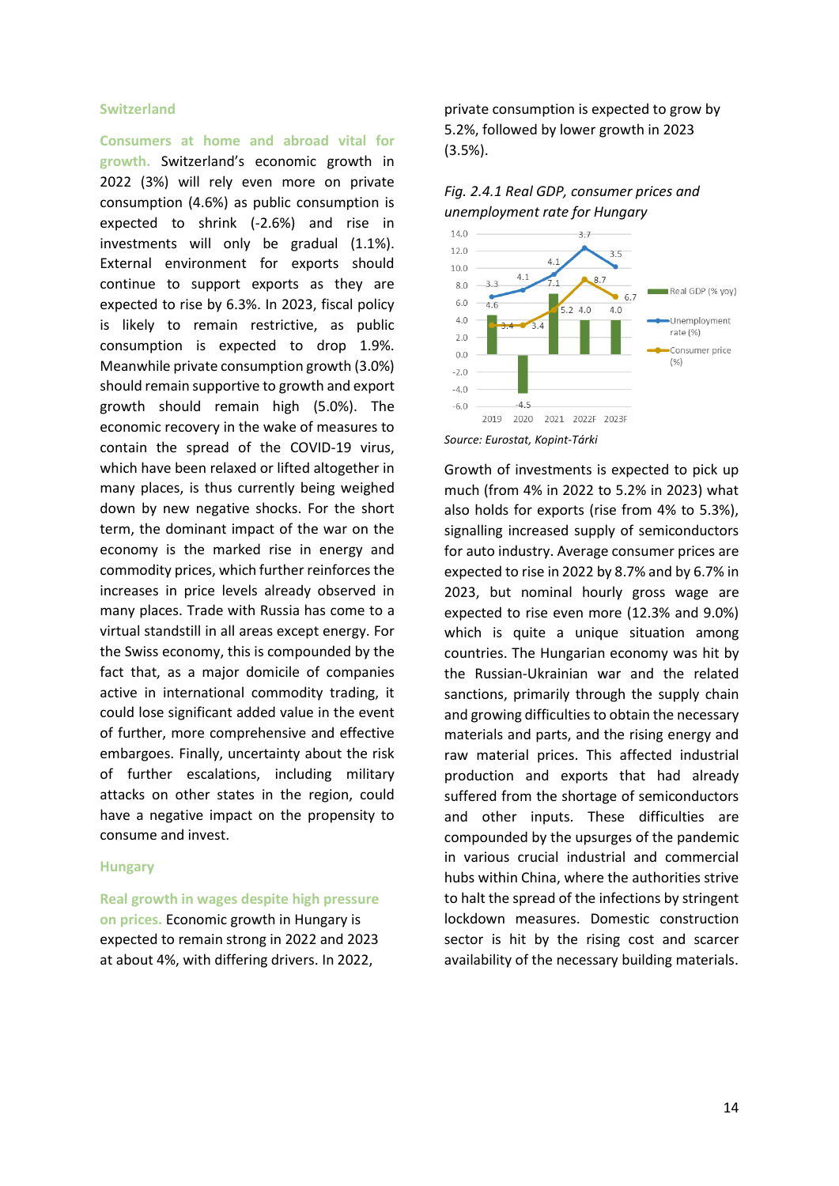## Switzerland

**Consumers at home and abroad vital for growth.** Switzerland's economic growth in 2022 (3%) will rely even more on private consumption (4.6%) as public consumption is expected to shrink (-2.6%) and rise in investments will only be gradual (1.1%). External environment for exports should continue to support exports as they are expected to rise by 6.3%. In 2023, fiscal policy is likely to remain restrictive, as public consumption is expected to drop 1.9%. Meanwhile private consumption growth (3.0%) should remain supportive to growth and export growth should remain high (5.0%). The economic recovery in the wake of measures to contain the spread of the COVID-19 virus, which have been relaxed or lifted altogether in many places, is thus currently being weighed down by new negative shocks. For the short term, the dominant impact of the war on the economy is the marked rise in energy and commodity prices, which further reinforces the increases in price levels already observed in many places. Trade with Russia has come to a virtual standstill in all areas except energy. For the Swiss economy, this is compounded by the fact that, as a major domicile of companies active in international commodity trading, it could lose significant added value in the event of further, more comprehensive and effective embargoes. Finally, uncertainty about the risk of further escalations, including military attacks on other states in the region, could have a negative impact on the propensity to consume and invest.

## Hungary

**Real growth in wages despite high pressure on prices.** Economic growth in Hungary is expected to remain strong in 2022 and 2023 at about 4%, with differing drivers. In 2022, private consumption is expected to grow by 5.2%, followed by lower growth in 2023 (3.5%).

*Fig. 2.4.1 Real GDP, consumer prices and unemployment rate for Hungary*

| | 2019 | 2020 | 2021 | 2022F | 2023F |
|---|---|---|---|---|---|
| Real GDP (% yoy) | 4.6 | -4.5 | 7.1 | 5.2 | 4.0 |
| Unemployment rate (%) | 3.3 | 4.1 | 4.1 | 3.7 | 3.5 |
| Consumer price (%) | 3.4 | 3.4 | 5.2 | 8.7 | 6.7 |

*Source: Eurostat, Kopint-Tárki*

Growth of investments is expected to pick up much (from 4% in 2022 to 5.2% in 2023) what also holds for exports (rise from 4% to 5.3%), signalling increased supply of semiconductors for auto industry. Average consumer prices are expected to rise in 2022 by 8.7% and by 6.7% in 2023, but nominal hourly gross wage are expected to rise even more (12.3% and 9.0%) which is quite a unique situation among countries. The Hungarian economy was hit by the Russian-Ukrainian war and the related sanctions, primarily through the supply chain and growing difficulties to obtain the necessary materials and parts, and the rising energy and raw material prices. This affected industrial production and exports that had already suffered from the shortage of semiconductors and other inputs. These difficulties are compounded by the upsurges of the pandemic in various crucial industrial and commercial hubs within China, where the authorities strive to halt the spread of the infections by stringent lockdown measures. Domestic construction sector is hit by the rising cost and scarcer availability of the necessary building materials.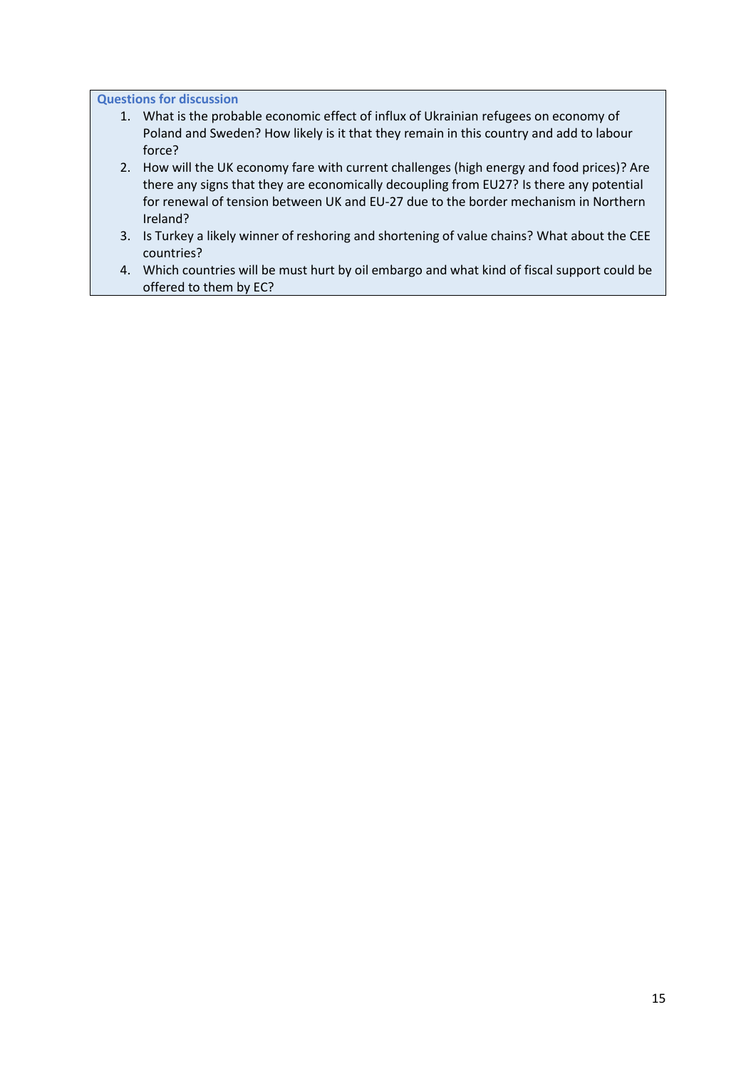**Questions for discussion**

1. What is the probable economic effect of influx of Ukrainian refugees on economy of Poland and Sweden? How likely is it that they remain in this country and add to labour force?
2. How will the UK economy fare with current challenges (high energy and food prices)? Are there any signs that they are economically decoupling from EU27? Is there any potential for renewal of tension between UK and EU-27 due to the border mechanism in Northern Ireland?
3. Is Turkey a likely winner of reshoring and shortening of value chains? What about the CEE countries?
4. Which countries will be must hurt by oil embargo and what kind of fiscal support could be offered to them by EC?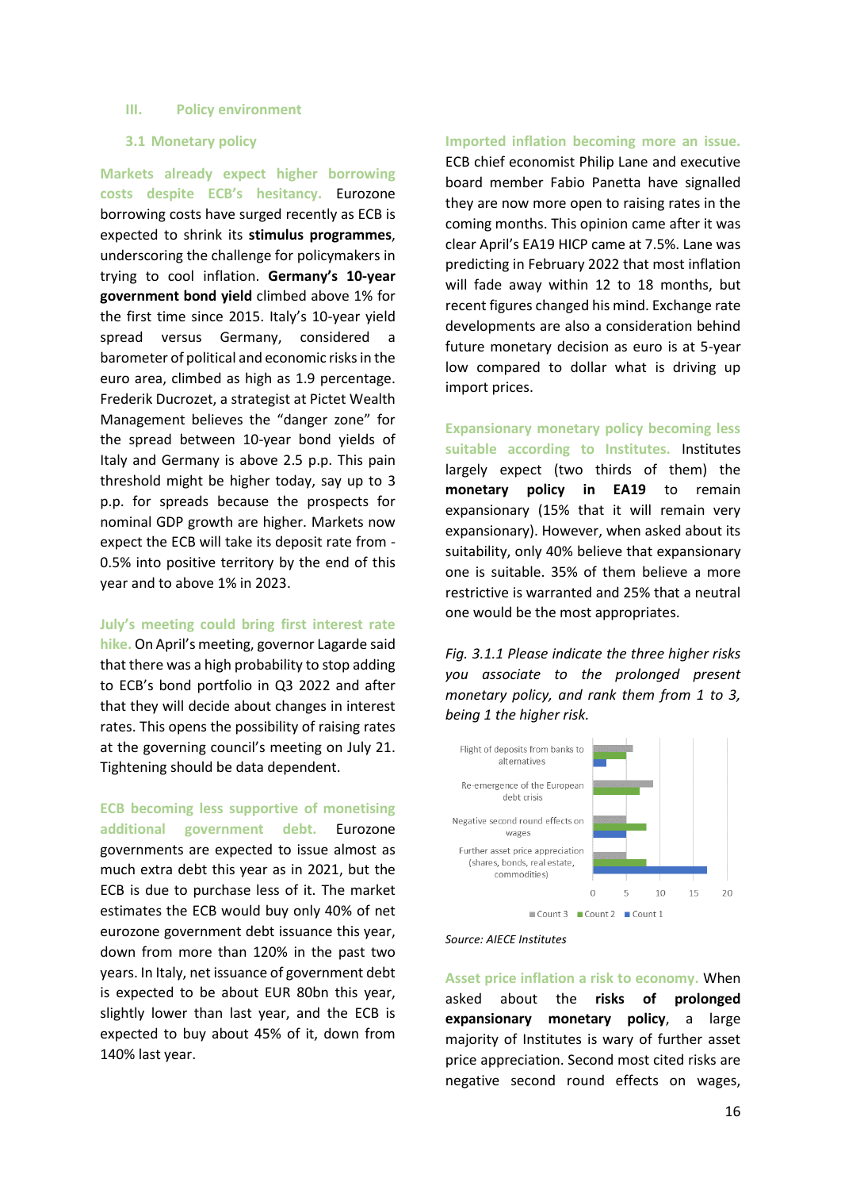## III. Policy environment

### 3.1 Monetary policy

**Markets already expect higher borrowing costs despite ECB's hesitancy.** Eurozone borrowing costs have surged recently as ECB is expected to shrink its **stimulus programmes**, underscoring the challenge for policymakers in trying to cool inflation. **Germany's 10-year government bond yield** climbed above 1% for the first time since 2015. Italy's 10-year yield spread versus Germany, considered a barometer of political and economic risks in the euro area, climbed as high as 1.9 percentage. Frederik Ducrozet, a strategist at Pictet Wealth Management believes the "danger zone" for the spread between 10-year bond yields of Italy and Germany is above 2.5 p.p. This pain threshold might be higher today, say up to 3 p.p. for spreads because the prospects for nominal GDP growth are higher. Markets now expect the ECB will take its deposit rate from -0.5% into positive territory by the end of this year and to above 1% in 2023.

**July's meeting could bring first interest rate hike.** On April's meeting, governor Lagarde said that there was a high probability to stop adding to ECB's bond portfolio in Q3 2022 and after that they will decide about changes in interest rates. This opens the possibility of raising rates at the governing council's meeting on July 21. Tightening should be data dependent.

**ECB becoming less supportive of monetising additional government debt.** Eurozone governments are expected to issue almost as much extra debt this year as in 2021, but the ECB is due to purchase less of it. The market estimates the ECB would buy only 40% of net eurozone government debt issuance this year, down from more than 120% in the past two years. In Italy, net issuance of government debt is expected to be about EUR 80bn this year, slightly lower than last year, and the ECB is expected to buy about 45% of it, down from 140% last year.

**Imported inflation becoming more an issue.** ECB chief economist Philip Lane and executive board member Fabio Panetta have signalled they are now more open to raising rates in the coming months. This opinion came after it was clear April's EA19 HICP came at 7.5%. Lane was predicting in February 2022 that most inflation will fade away within 12 to 18 months, but recent figures changed his mind. Exchange rate developments are also a consideration behind future monetary decision as euro is at 5-year low compared to dollar what is driving up import prices.

**Expansionary monetary policy becoming less suitable according to Institutes.** Institutes largely expect (two thirds of them) the **monetary policy in EA19** to remain expansionary (15% that it will remain very expansionary). However, when asked about its suitability, only 40% believe that expansionary one is suitable. 35% of them believe a more restrictive is warranted and 25% that a neutral one would be the most appropriates.

*Fig. 3.1.1 Please indicate the three higher risks you associate to the prolonged present monetary policy, and rank them from 1 to 3, being 1 the higher risk.*

| | Count 3 | Count 2 | Count 1 |
|---|---|---|---|
| Flight of deposits from banks to alternatives | 6 | 5 | 2 |
| Re-emergence of the European debt crisis | 9 | 7 | 0 |
| Negative second round effects on wages | 5 | 8 | 5 |
| Further asset price appreciation (shares, bonds, real estate, commodities) | 5 | 8 | 17 |

*Source: AIECE Institutes*

**Asset price inflation a risk to economy.** When asked about the **risks of prolonged expansionary monetary policy**, a large majority of Institutes is wary of further asset price appreciation. Second most cited risks are negative second round effects on wages,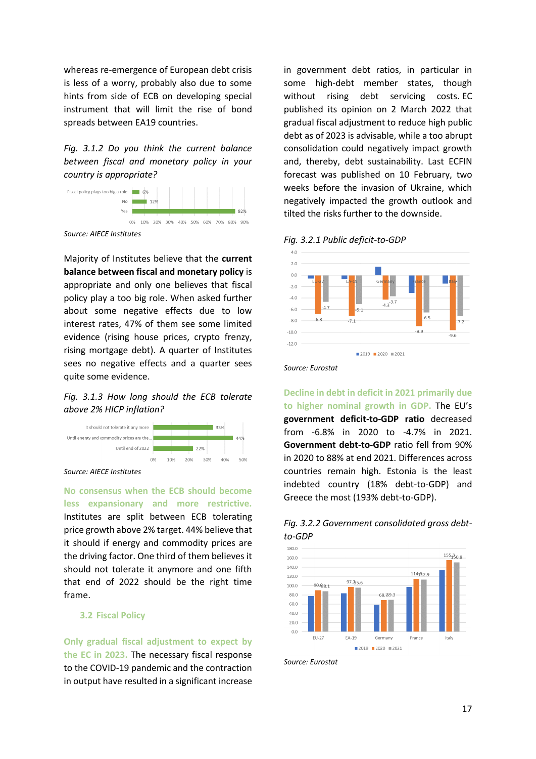whereas re-emergence of European debt crisis is less of a worry, probably also due to some hints from side of ECB on developing special instrument that will limit the rise of bond spreads between EA19 countries.

*Fig. 3.1.2 Do you think the current balance between fiscal and monetary policy in your country is appropriate?*

| Answer | Share |
|---|---|
| Fiscal policy plays too big a role | 6% |
| No | 12% |
| Yes | 82% |

*Source: AIECE Institutes*

Majority of Institutes believe that the **current balance between fiscal and monetary policy** is appropriate and only one believes that fiscal policy play a too big role. When asked further about some negative effects due to low interest rates, 47% of them see some limited evidence (rising house prices, crypto frenzy, rising mortgage debt). A quarter of Institutes sees no negative effects and a quarter sees quite some evidence.

*Fig. 3.1.3 How long should the ECB tolerate above 2% HICP inflation?*

| Answer | Share |
|---|---|
| It should not tolerate it any more | 33% |
| Until energy and commodity prices are the... | 44% |
| Until end of 2022 | 22% |

*Source: AIECE Institutes*

**No consensus when the ECB should become less expansionary and more restrictive.** Institutes are split between ECB tolerating price growth above 2% target. 44% believe that it should if energy and commodity prices are the driving factor. One third of them believes it should not tolerate it anymore and one fifth that end of 2022 should be the right time frame.

## 3.2 Fiscal Policy

**Only gradual fiscal adjustment to expect by the EC in 2023.** The necessary fiscal response to the COVID-19 pandemic and the contraction in output have resulted in a significant increase in government debt ratios, in particular in some high-debt member states, though without rising debt servicing costs. EC published its opinion on 2 March 2022 that gradual fiscal adjustment to reduce high public debt as of 2023 is advisable, while a too abrupt consolidation could negatively impact growth and, thereby, debt sustainability. Last ECFIN forecast was published on 10 February, two weeks before the invasion of Ukraine, which negatively impacted the growth outlook and tilted the risks further to the downside.

*Fig. 3.2.1 Public deficit-to-GDP*

| | 2019 | 2020 | 2021 |
|---|---|---|---|
| EU-27 | | -6.8 | -4.7 |
| EA-19 | | -7.1 | -5.1 |
| Germany | | -4.3 | -3.7 |
| France | | -8.9 | -6.5 |
| Italy | | -9.6 | -7.2 |

*Source: Eurostat*

**Decline in debt in deficit in 2021 primarily due to higher nominal growth in GDP.** The EU's **government deficit-to-GDP ratio** decreased from -6.8% in 2020 to -4.7% in 2021. **Government debt-to-GDP** ratio fell from 90% in 2020 to 88% at end 2021. Differences across countries remain high. Estonia is the least indebted country (18% debt-to-GDP) and Greece the most (193% debt-to-GDP).

*Fig. 3.2.2 Government consolidated gross debt-to-GDP*

| | 2019 | 2020 | 2021 |
|---|---|---|---|
| EU-27 | | 90.0 | 88.1 |
| EA-19 | | 97.2 | 95.6 |
| Germany | | 68.7 | 69.3 |
| France | | 114.6 | 112.9 |
| Italy | | 155.3 | 150.8 |

*Source: Eurostat*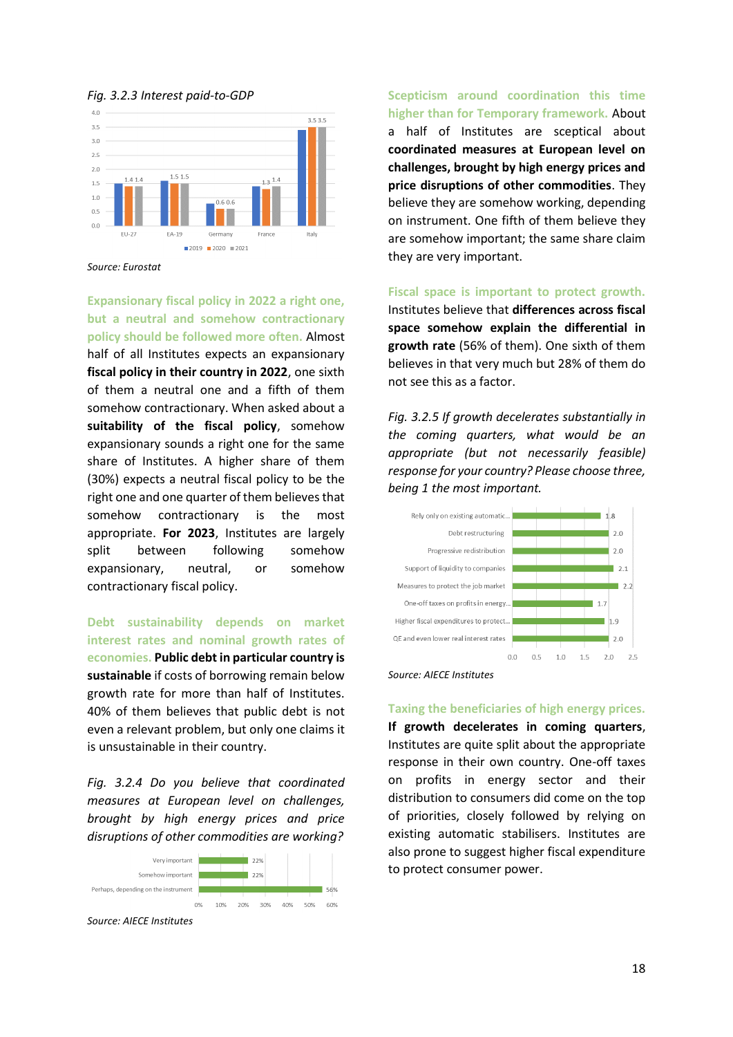*Fig. 3.2.3 Interest paid-to-GDP*

| | 2019 | 2020 | 2021 |
|---|---|---|---|
| EU-27 | | 1.4 | 1.4 |
| EA-19 | | 1.5 | 1.5 |
| Germany | | 0.6 | 0.6 |
| France | | 1.3 | 1.4 |
| Italy | | 3.5 | 3.5 |

*Source: Eurostat*

**Expansionary fiscal policy in 2022 a right one, but a neutral and somehow contractionary policy should be followed more often.** Almost half of all Institutes expects an expansionary **fiscal policy in their country in 2022**, one sixth of them a neutral one and a fifth of them somehow contractionary. When asked about a **suitability of the fiscal policy**, somehow expansionary sounds a right one for the same share of Institutes. A higher share of them (30%) expects a neutral fiscal policy to be the right one and one quarter of them believes that somehow contractionary is the most appropriate. **For 2023**, Institutes are largely split between following somehow expansionary, neutral, or somehow contractionary fiscal policy.

**Debt sustainability depends on market interest rates and nominal growth rates of economies.** **Public debt in particular country is sustainable** if costs of borrowing remain below growth rate for more than half of Institutes. 40% of them believes that public debt is not even a relevant problem, but only one claims it is unsustainable in their country.

*Fig. 3.2.4 Do you believe that coordinated measures at European level on challenges, brought by high energy prices and price disruptions of other commodities are working?*

| Response | Share |
|---|---|
| Very important | 22% |
| Somehow important | 22% |
| Perhaps, depending on the instrument | 56% |

*Source: AIECE Institutes*

**Scepticism around coordination this time higher than for Temporary framework.** About a half of Institutes are sceptical about **coordinated measures at European level on challenges, brought by high energy prices and price disruptions of other commodities**. They believe they are somehow working, depending on instrument. One fifth of them believe they are somehow important; the same share claim they are very important.

**Fiscal space is important to protect growth.** Institutes believe that **differences across fiscal space somehow explain the differential in growth rate** (56% of them). One sixth of them believes in that very much but 28% of them do not see this as a factor.

*Fig. 3.2.5 If growth decelerates substantially in the coming quarters, what would be an appropriate (but not necessarily feasible) response for your country? Please choose three, being 1 the most important.*

| Response | Score |
|---|---|
| Rely only on existing automatic... | 1.8 |
| Debt restructuring | 2.0 |
| Progressive redistribution | 2.0 |
| Support of liquidity to companies | 2.1 |
| Measures to protect the job market | 2.2 |
| One-off taxes on profits in energy... | 1.7 |
| Higher fiscal expenditures to protect... | 1.9 |
| QE and even lower real interest rates | 2.0 |

*Source: AIECE Institutes*

**Taxing the beneficiaries of high energy prices.** **If growth decelerates in coming quarters**, Institutes are quite split about the appropriate response in their own country. One-off taxes on profits in energy sector and their distribution to consumers did come on the top of priorities, closely followed by relying on existing automatic stabilisers. Institutes are also prone to suggest higher fiscal expenditure to protect consumer power.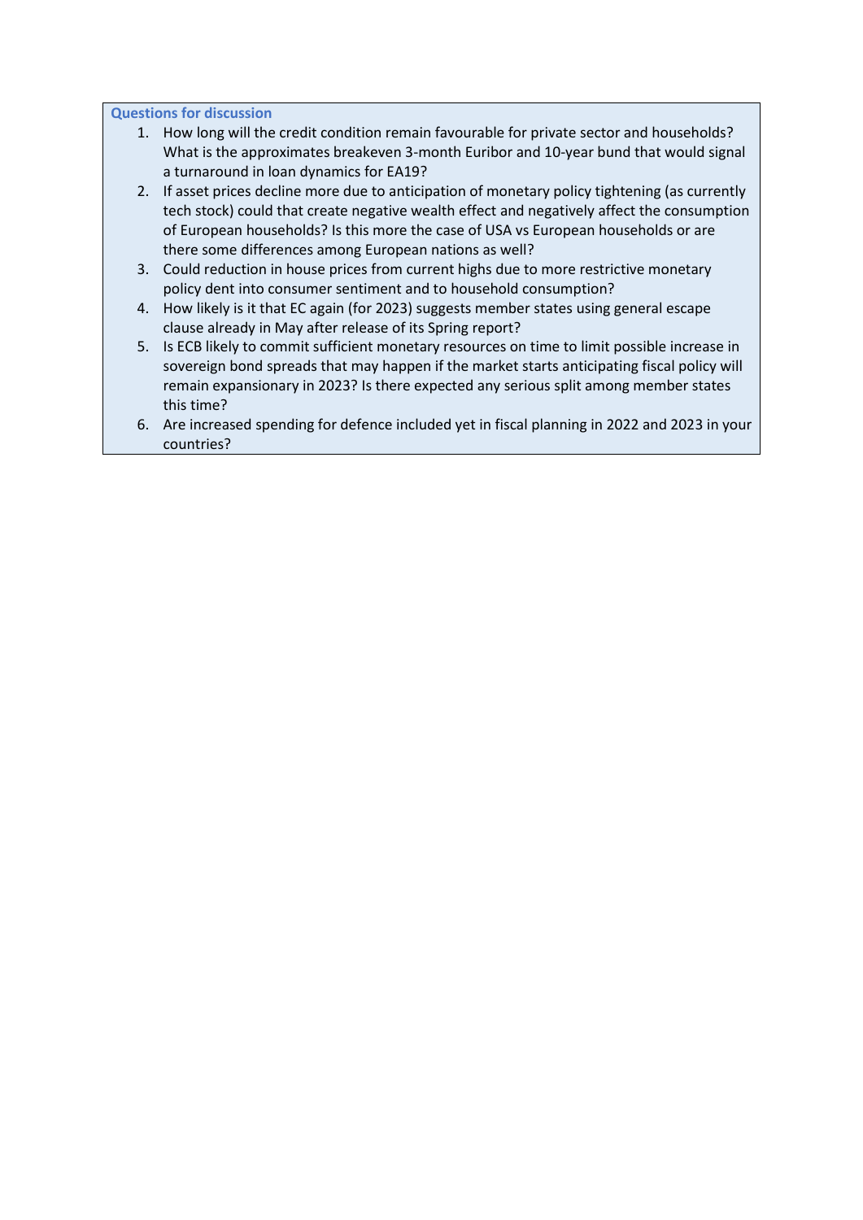**Questions for discussion**

1. How long will the credit condition remain favourable for private sector and households? What is the approximates breakeven 3-month Euribor and 10-year bund that would signal a turnaround in loan dynamics for EA19?
2. If asset prices decline more due to anticipation of monetary policy tightening (as currently tech stock) could that create negative wealth effect and negatively affect the consumption of European households? Is this more the case of USA vs European households or are there some differences among European nations as well?
3. Could reduction in house prices from current highs due to more restrictive monetary policy dent into consumer sentiment and to household consumption?
4. How likely is it that EC again (for 2023) suggests member states using general escape clause already in May after release of its Spring report?
5. Is ECB likely to commit sufficient monetary resources on time to limit possible increase in sovereign bond spreads that may happen if the market starts anticipating fiscal policy will remain expansionary in 2023? Is there expected any serious split among member states this time?
6. Are increased spending for defence included yet in fiscal planning in 2022 and 2023 in your countries?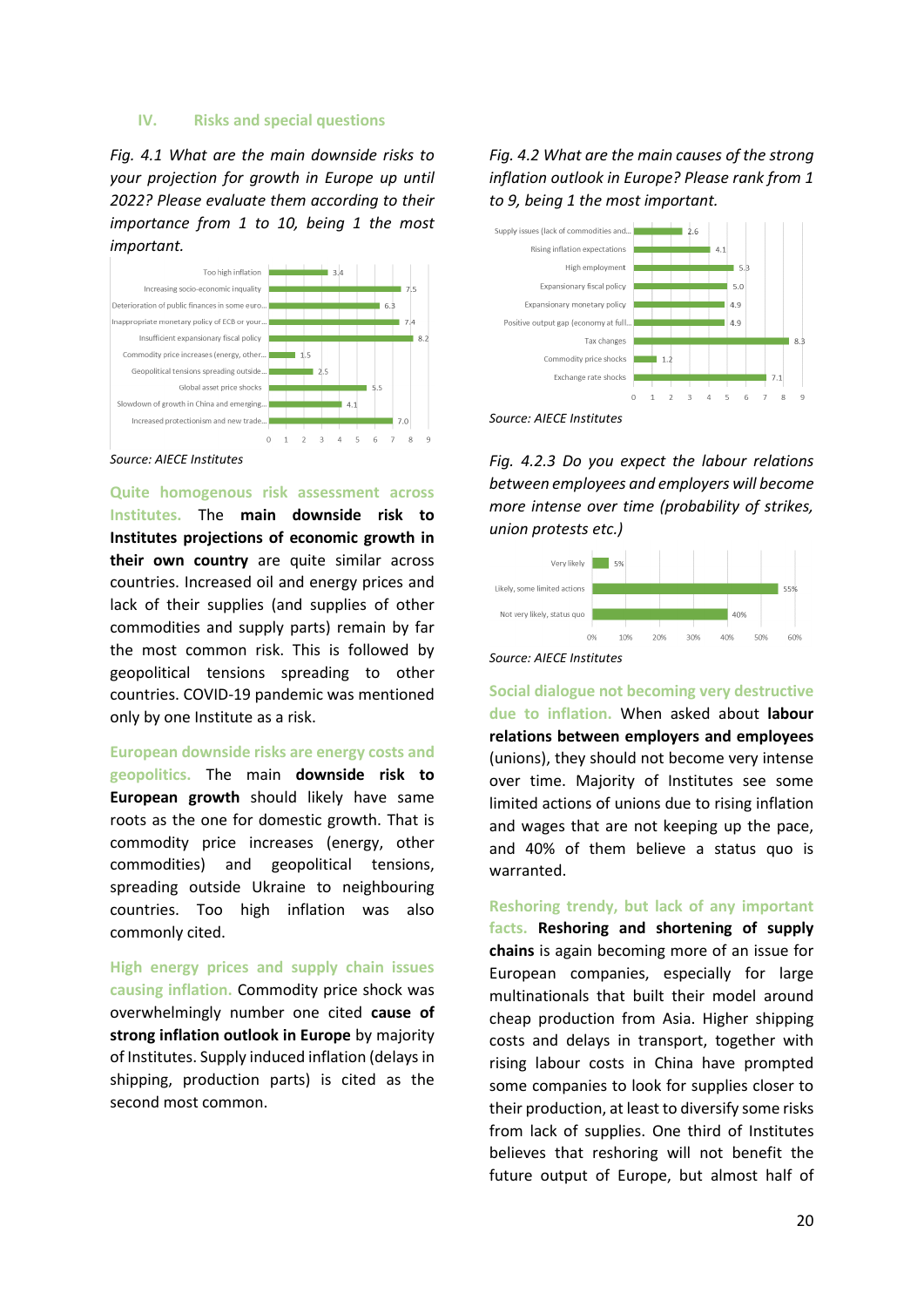## IV. Risks and special questions

*Fig. 4.1 What are the main downside risks to your projection for growth in Europe up until 2022? Please evaluate them according to their importance from 1 to 10, being 1 the most important.*

| Risk | Score |
|---|---|
| Too high inflation | 3.4 |
| Increasing socio-economic inquality | 7.5 |
| Deterioration of public finances in some euro... | 6.3 |
| Inappropriate monetary policy of ECB or your... | 7.4 |
| Insufficient expansionary fiscal policy | 8.2 |
| Commodity price increases (energy, other... | 1.5 |
| Geopolitical tensions spreading outside... | 2.5 |
| Global asset price shocks | 5.5 |
| Slowdown of growth in China and emerging... | 4.1 |
| Increased protectionism and new trade... | 7.0 |

*Source: AIECE Institutes*

**Quite homogenous risk assessment across Institutes.** The **main downside risk to Institutes projections of economic growth in their own country** are quite similar across countries. Increased oil and energy prices and lack of their supplies (and supplies of other commodities and supply parts) remain by far the most common risk. This is followed by geopolitical tensions spreading to other countries. COVID-19 pandemic was mentioned only by one Institute as a risk.

**European downside risks are energy costs and geopolitics.** The main **downside risk to European growth** should likely have same roots as the one for domestic growth. That is commodity price increases (energy, other commodities) and geopolitical tensions, spreading outside Ukraine to neighbouring countries. Too high inflation was also commonly cited.

**High energy prices and supply chain issues causing inflation.** Commodity price shock was overwhelmingly number one cited **cause of strong inflation outlook in Europe** by majority of Institutes. Supply induced inflation (delays in shipping, production parts) is cited as the second most common.

*Fig. 4.2 What are the main causes of the strong inflation outlook in Europe? Please rank from 1 to 9, being 1 the most important.*

| Cause | Score |
|---|---|
| Supply issues (lack of commodities and... | 2.6 |
| Rising inflation expectations | 4.1 |
| High employment | 5.3 |
| Expansionary fiscal policy | 5.0 |
| Expansionary monetary policy | 4.9 |
| Positive output gap (economy at full... | 4.9 |
| Tax changes | 8.3 |
| Commodity price shocks | 1.2 |
| Exchange rate shocks | 7.1 |

*Source: AIECE Institutes*

*Fig. 4.2.3 Do you expect the labour relations between employees and employers will become more intense over time (probability of strikes, union protests etc.)*

| Answer | Share |
|---|---|
| Very likely | 5% |
| Likely, some limited actions | 55% |
| Not very likely, status quo | 40% |

*Source: AIECE Institutes*

**Social dialogue not becoming very destructive due to inflation.** When asked about **labour relations between employers and employees** (unions), they should not become very intense over time. Majority of Institutes see some limited actions of unions due to rising inflation and wages that are not keeping up the pace, and 40% of them believe a status quo is warranted.

**Reshoring trendy, but lack of any important facts.** **Reshoring and shortening of supply chains** is again becoming more of an issue for European companies, especially for large multinationals that built their model around cheap production from Asia. Higher shipping costs and delays in transport, together with rising labour costs in China have prompted some companies to look for supplies closer to their production, at least to diversify some risks from lack of supplies. One third of Institutes believes that reshoring will not benefit the future output of Europe, but almost half of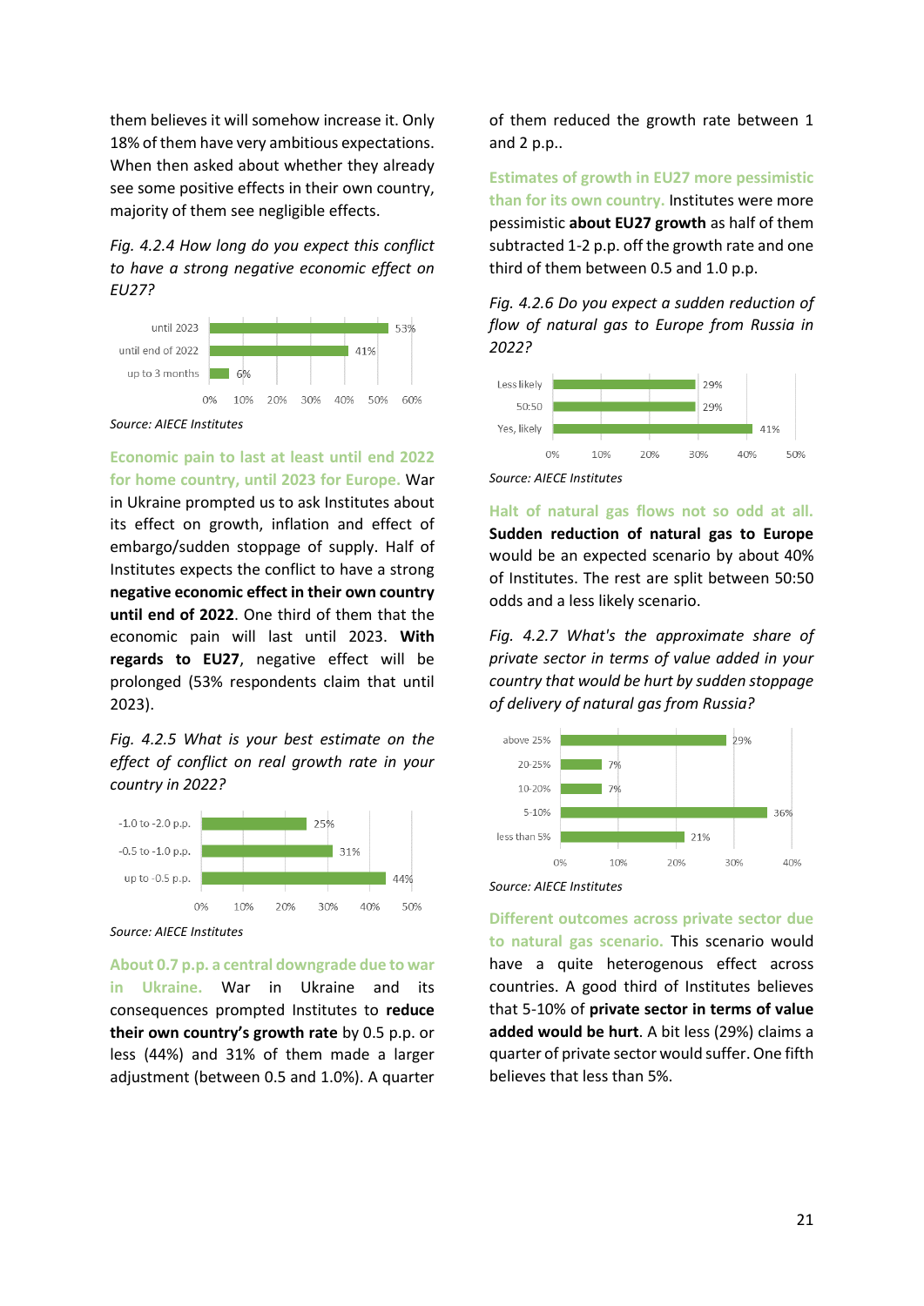them believes it will somehow increase it. Only 18% of them have very ambitious expectations. When then asked about whether they already see some positive effects in their own country, majority of them see negligible effects.

*Fig. 4.2.4 How long do you expect this conflict to have a strong negative economic effect on EU27?*

| | |
|---|---|
| until 2023 | 53% |
| until end of 2022 | 41% |
| up to 3 months | 6% |

Source: AIECE Institutes

**Economic pain to last at least until end 2022 for home country, until 2023 for Europe.** War in Ukraine prompted us to ask Institutes about its effect on growth, inflation and effect of embargo/sudden stoppage of supply. Half of Institutes expects the conflict to have a strong **negative economic effect in their own country until end of 2022**. One third of them that the economic pain will last until 2023. **With regards to EU27**, negative effect will be prolonged (53% respondents claim that until 2023).

*Fig. 4.2.5 What is your best estimate on the effect of conflict on real growth rate in your country in 2022?*

| | |
|---|---|
| -1.0 to -2.0 p.p. | 25% |
| -0.5 to -1.0 p.p. | 31% |
| up to -0.5 p.p. | 44% |

Source: AIECE Institutes

**About 0.7 p.p. a central downgrade due to war in Ukraine.** War in Ukraine and its consequences prompted Institutes to **reduce their own country's growth rate** by 0.5 p.p. or less (44%) and 31% of them made a larger adjustment (between 0.5 and 1.0%). A quarter of them reduced the growth rate between 1 and 2 p.p..

**Estimates of growth in EU27 more pessimistic than for its own country.** Institutes were more pessimistic **about EU27 growth** as half of them subtracted 1-2 p.p. off the growth rate and one third of them between 0.5 and 1.0 p.p.

*Fig. 4.2.6 Do you expect a sudden reduction of flow of natural gas to Europe from Russia in 2022?*

| | |
|---|---|
| Less likely | 29% |
| 50:50 | 29% |
| Yes, likely | 41% |

Source: AIECE Institutes

**Halt of natural gas flows not so odd at all.** **Sudden reduction of natural gas to Europe** would be an expected scenario by about 40% of Institutes. The rest are split between 50:50 odds and a less likely scenario.

*Fig. 4.2.7 What's the approximate share of private sector in terms of value added in your country that would be hurt by sudden stoppage of delivery of natural gas from Russia?*

| | |
|---|---|
| above 25% | 29% |
| 20-25% | 7% |
| 10-20% | 7% |
| 5-10% | 36% |
| less than 5% | 21% |

Source: AIECE Institutes

**Different outcomes across private sector due to natural gas scenario.** This scenario would have a quite heterogenous effect across countries. A good third of Institutes believes that 5-10% of **private sector in terms of value added would be hurt**. A bit less (29%) claims a quarter of private sector would suffer. One fifth believes that less than 5%.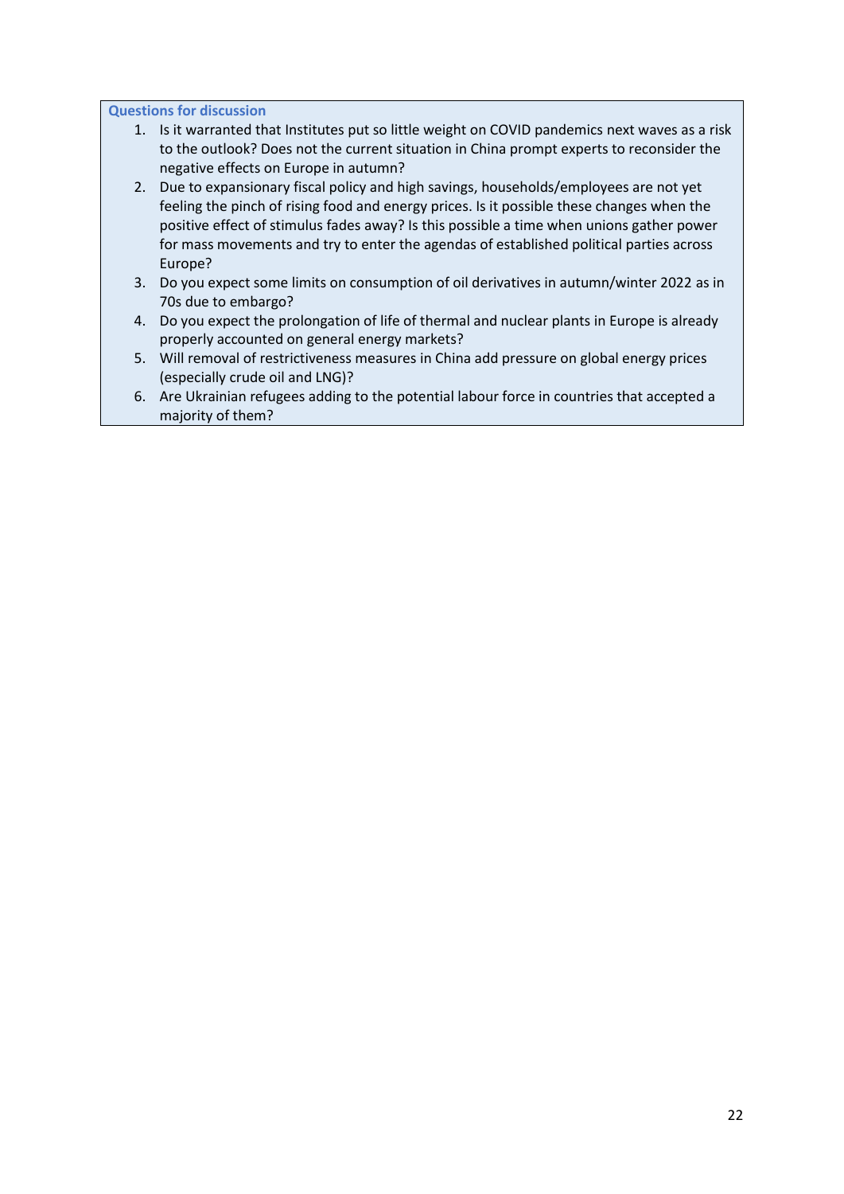**Questions for discussion**

1. Is it warranted that Institutes put so little weight on COVID pandemics next waves as a risk to the outlook? Does not the current situation in China prompt experts to reconsider the negative effects on Europe in autumn?
2. Due to expansionary fiscal policy and high savings, households/employees are not yet feeling the pinch of rising food and energy prices. Is it possible these changes when the positive effect of stimulus fades away? Is this possible a time when unions gather power for mass movements and try to enter the agendas of established political parties across Europe?
3. Do you expect some limits on consumption of oil derivatives in autumn/winter 2022 as in 70s due to embargo?
4. Do you expect the prolongation of life of thermal and nuclear plants in Europe is already properly accounted on general energy markets?
5. Will removal of restrictiveness measures in China add pressure on global energy prices (especially crude oil and LNG)?
6. Are Ukrainian refugees adding to the potential labour force in countries that accepted a majority of them?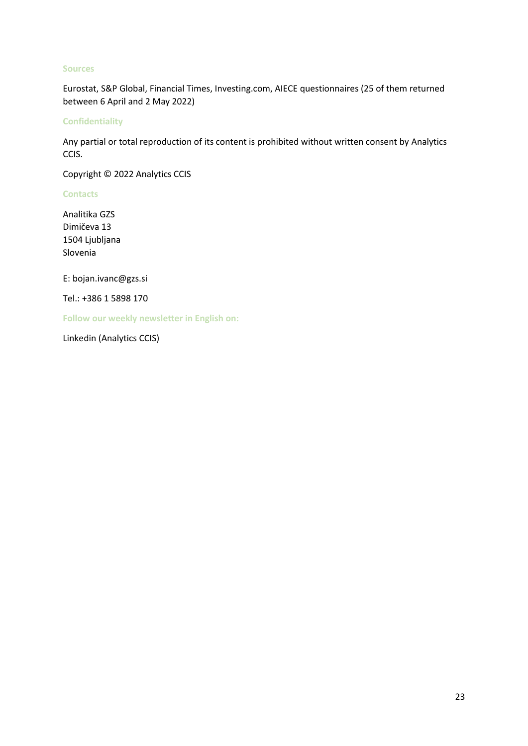### Sources

Eurostat, S&P Global, Financial Times, Investing.com, AIECE questionnaires (25 of them returned between 6 April and 2 May 2022)

### Confidentiality

Any partial or total reproduction of its content is prohibited without written consent by Analytics CCIS.

Copyright © 2022 Analytics CCIS

### Contacts

Analitika GZS
Dimičeva 13
1504 Ljubljana
Slovenia

E: bojan.ivanc@gzs.si

Tel.: +386 1 5898 170

### Follow our weekly newsletter in English on:

Linkedin (Analytics CCIS)